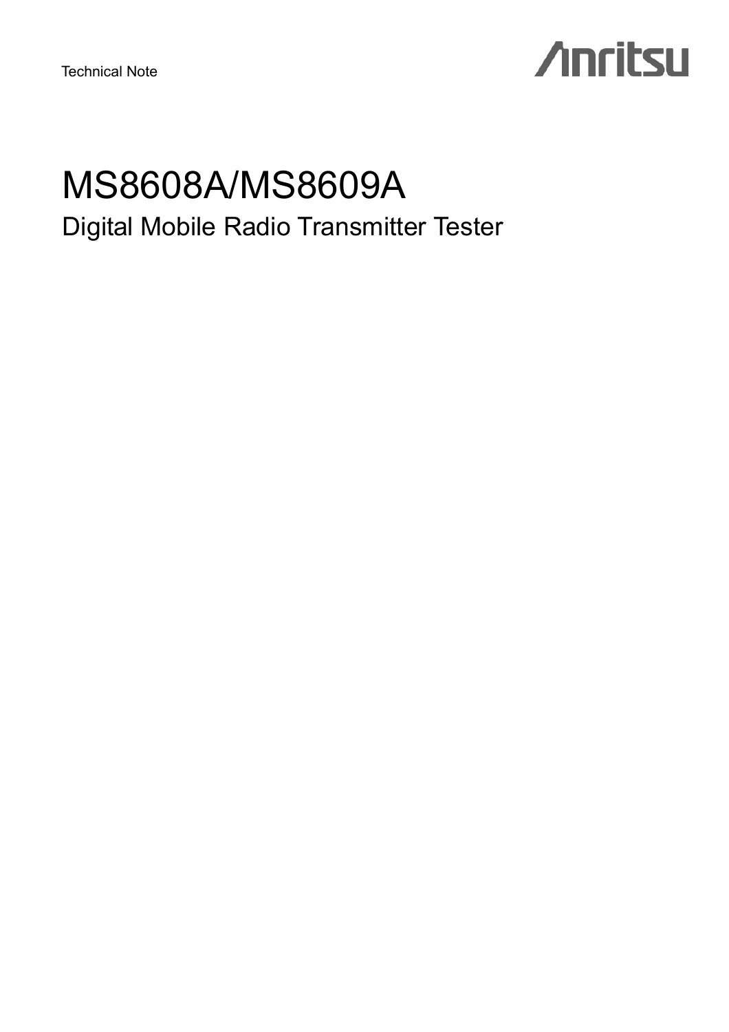Technical Note

Anritsu

# MS8608A/MS8609A

## Digital Mobile Radio Transmitter Tester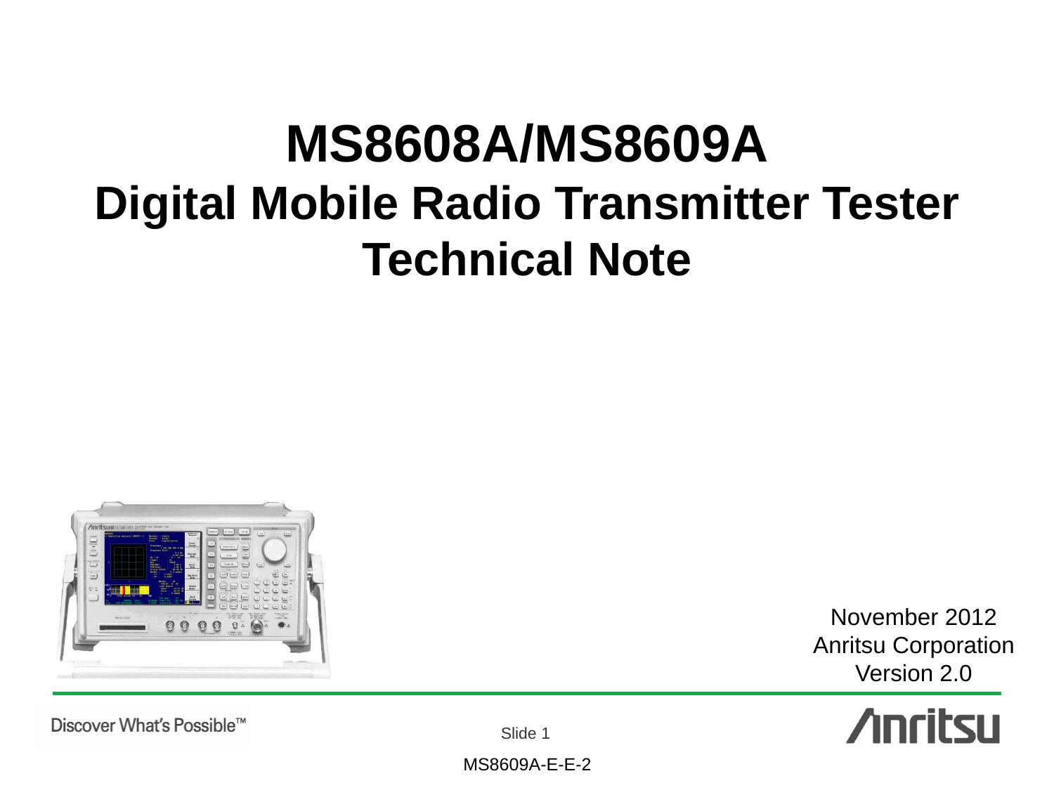# MS8608A/MS8609A
# Digital Mobile Radio Transmitter Tester
# Technical Note

November 2012
Anritsu Corporation
Version 2.0

MS8609A-E-E-2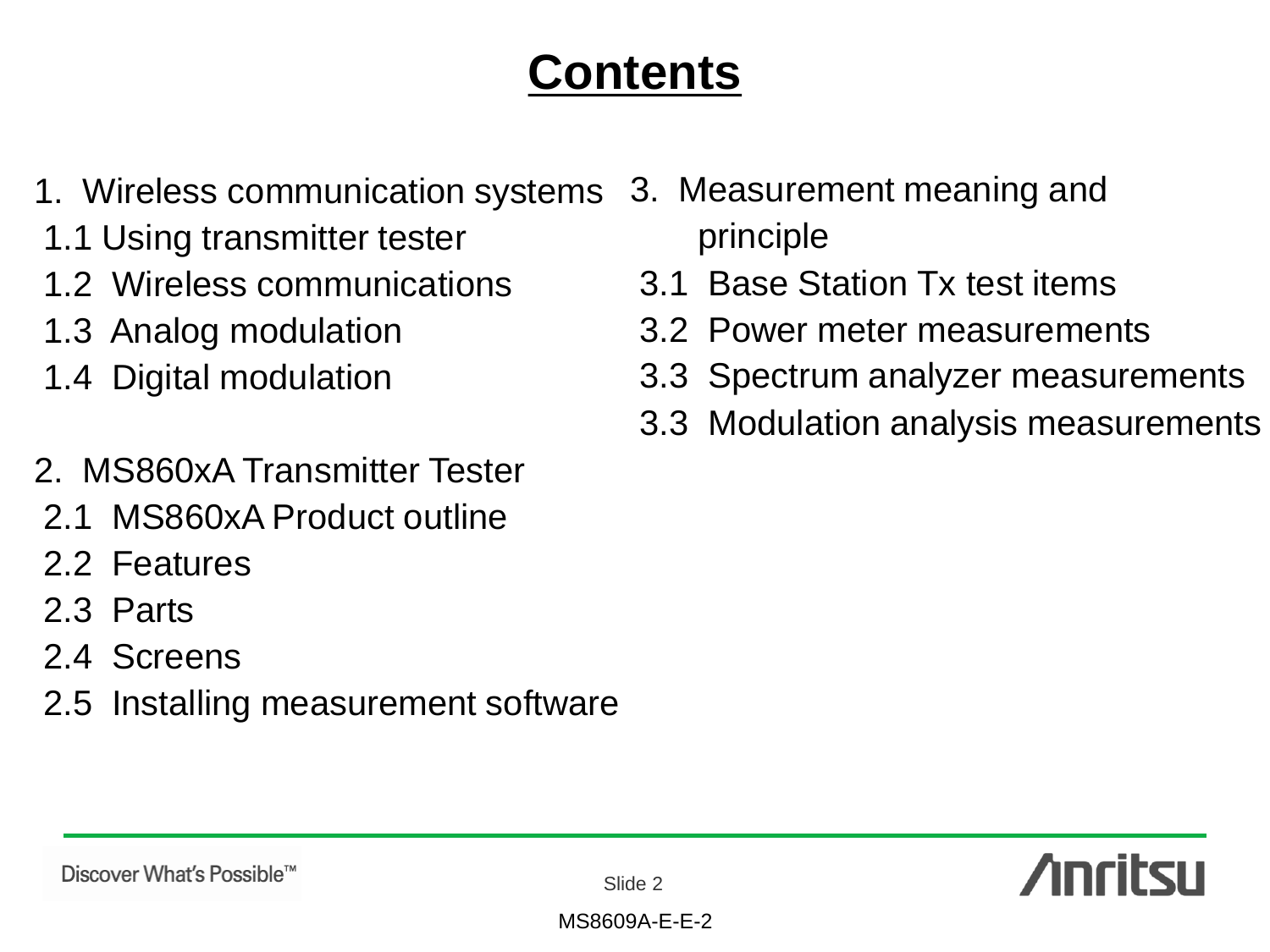# Contents

1. Wireless communication systems
   - 1.1 Using transmitter tester
   - 1.2 Wireless communications
   - 1.3 Analog modulation
   - 1.4 Digital modulation

2. MS860xA Transmitter Tester
   - 2.1 MS860xA Product outline
   - 2.2 Features
   - 2.3 Parts
   - 2.4 Screens
   - 2.5 Installing measurement software

3. Measurement meaning and principle
   - 3.1 Base Station Tx test items
   - 3.2 Power meter measurements
   - 3.3 Spectrum analyzer measurements
   - 3.3 Modulation analysis measurements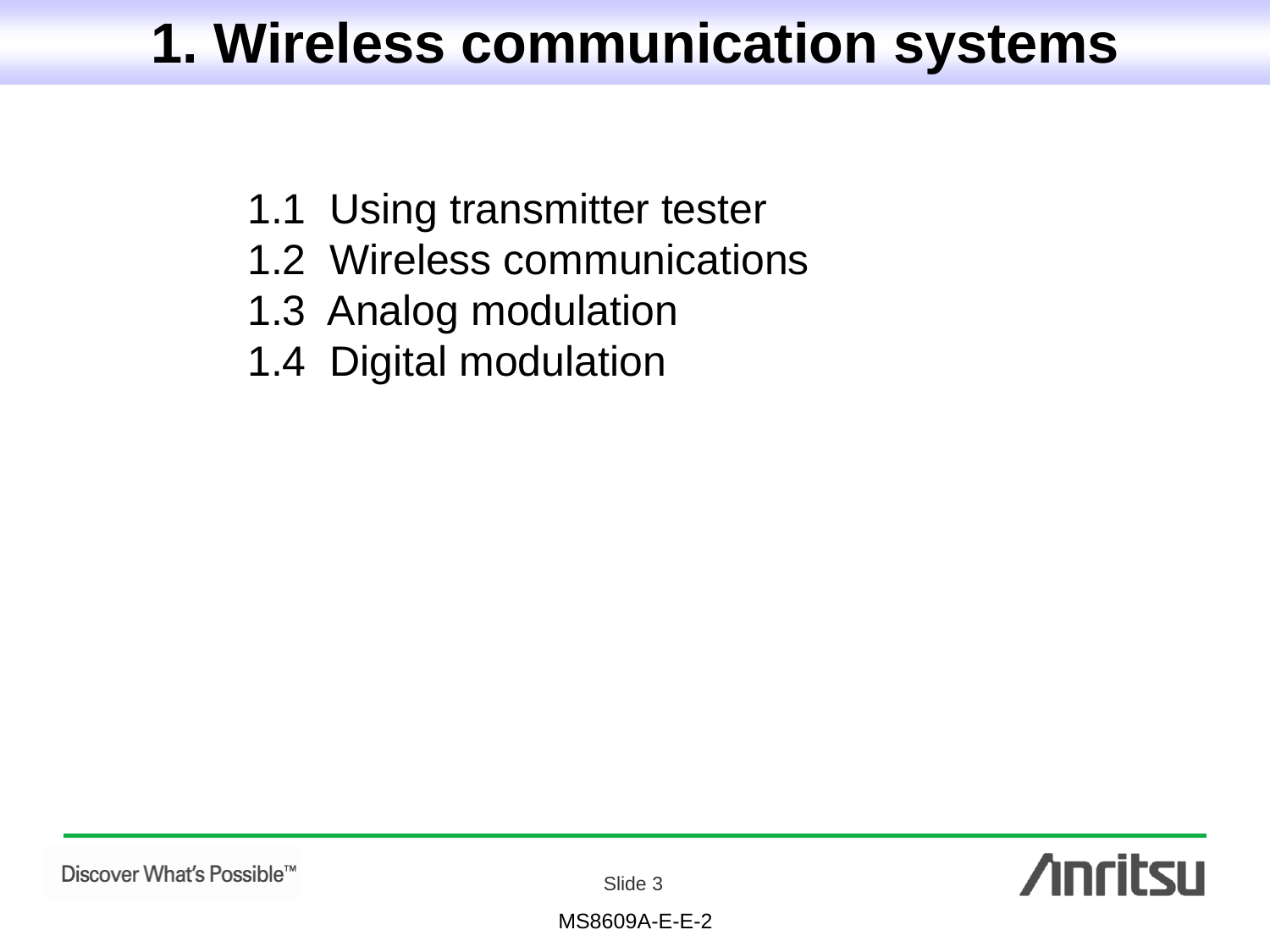# 1. Wireless communication systems

1.1 Using transmitter tester
1.2 Wireless communications
1.3 Analog modulation
1.4 Digital modulation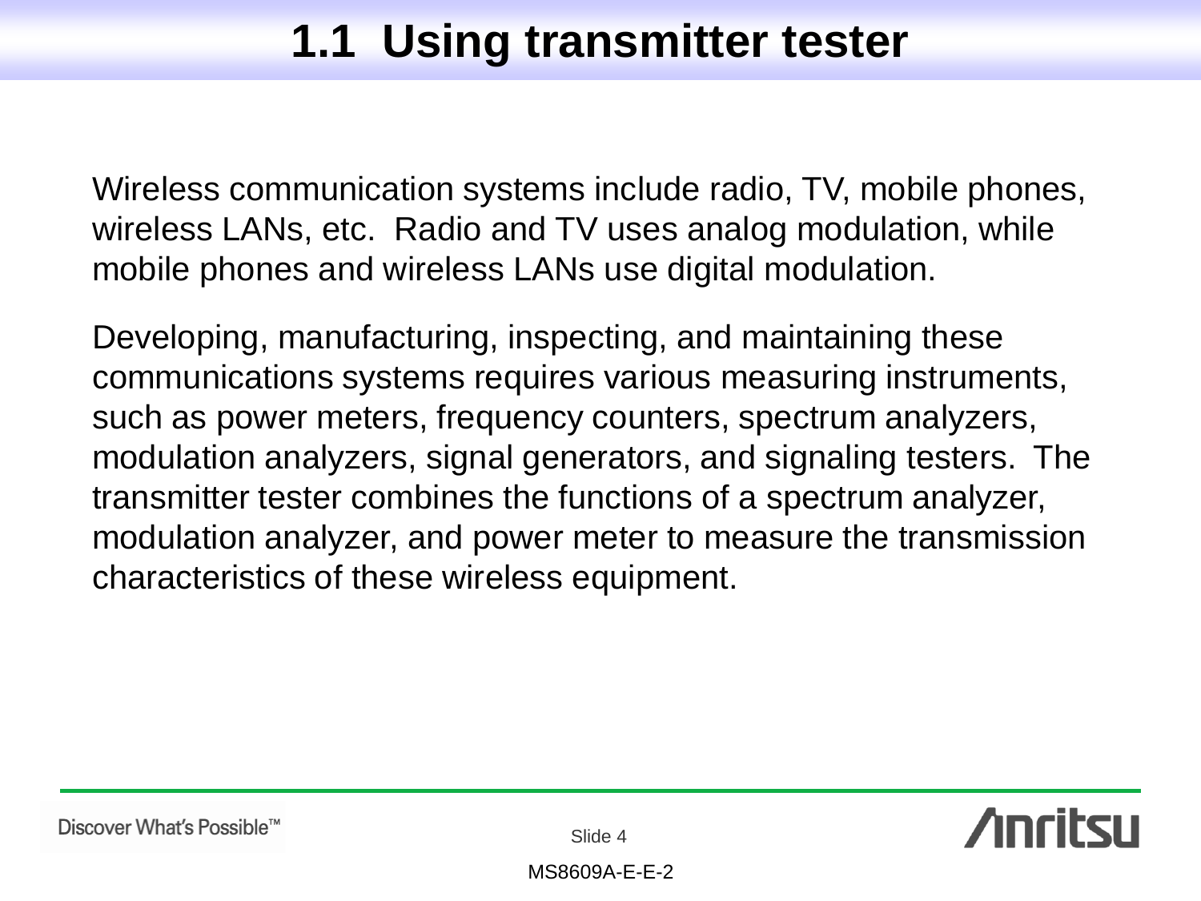# 1.1 Using transmitter tester

Wireless communication systems include radio, TV, mobile phones, wireless LANs, etc. Radio and TV uses analog modulation, while mobile phones and wireless LANs use digital modulation.

Developing, manufacturing, inspecting, and maintaining these communications systems requires various measuring instruments, such as power meters, frequency counters, spectrum analyzers, modulation analyzers, signal generators, and signaling testers. The transmitter tester combines the functions of a spectrum analyzer, modulation analyzer, and power meter to measure the transmission characteristics of these wireless equipment.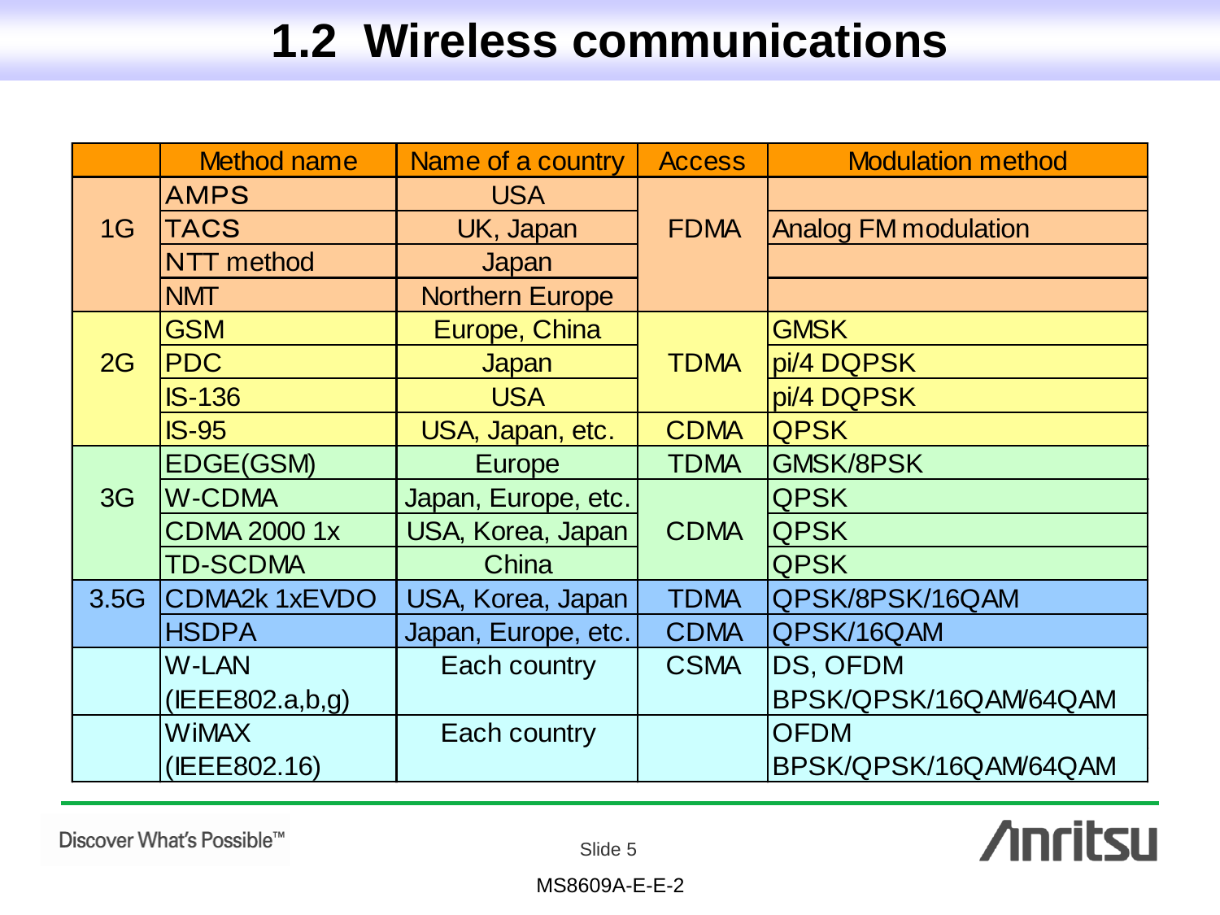# 1.2 Wireless communications

| | Method name | Name of a country | Access | Modulation method |
|---|---|---|---|---|
| 1G | AMPS | USA | FDMA | Analog FM modulation |
| | TACS | UK, Japan | | |
| | NTT method | Japan | | |
| | NMT | Northern Europe | | |
| 2G | GSM | Europe, China | TDMA | GMSK |
| | PDC | Japan | | pi/4 DQPSK |
| | IS-136 | USA | | pi/4 DQPSK |
| | IS-95 | USA, Japan, etc. | CDMA | QPSK |
| 3G | EDGE(GSM) | Europe | TDMA | GMSK/8PSK |
| | W-CDMA | Japan, Europe, etc. | CDMA | QPSK |
| | CDMA 2000 1x | USA, Korea, Japan | | QPSK |
| | TD-SCDMA | China | | QPSK |
| 3.5G | CDMA2k 1xEVDO | USA, Korea, Japan | TDMA | QPSK/8PSK/16QAM |
| | HSDPA | Japan, Europe, etc. | CDMA | QPSK/16QAM |
| | W-LAN (IEEE802.a,b,g) | Each country | CSMA | DS, OFDM BPSK/QPSK/16QAM/64QAM |
| | WiMAX (IEEE802.16) | Each country | | OFDM BPSK/QPSK/16QAM/64QAM |

Discover What's Possible™

MS8609A-E-E-2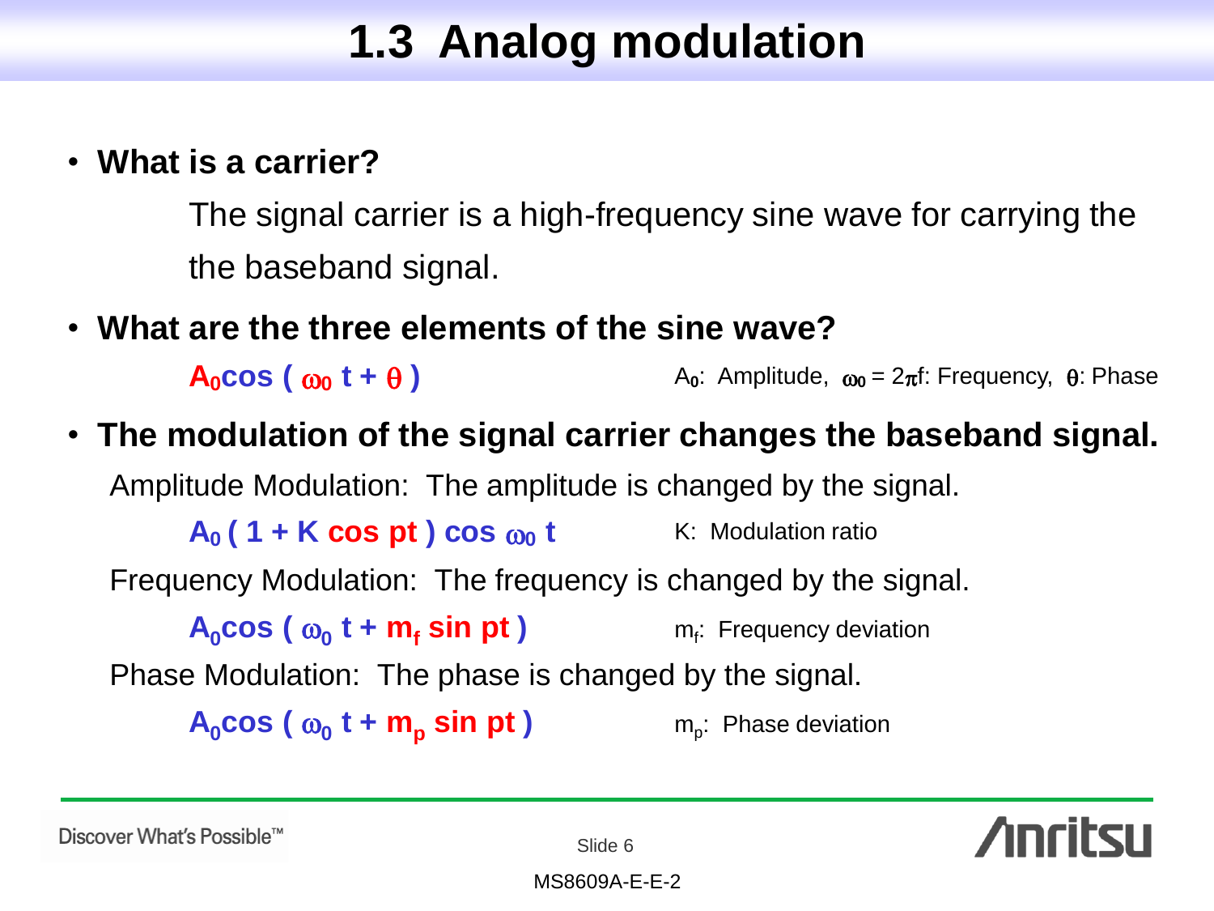# 1.3 Analog modulation

- **What is a carrier?**

  The signal carrier is a high-frequency sine wave for carrying the the baseband signal.

- **What are the three elements of the sine wave?**

  $A_0 \cos(\omega_0 t + \theta)$ $A_0$: Amplitude, $\omega_0 = 2\pi f$: Frequency, $\theta$: Phase

- **The modulation of the signal carrier changes the baseband signal.**

  Amplitude Modulation: The amplitude is changed by the signal.

  $A_0 (1 + K \cos pt) \cos \omega_0 t$ K: Modulation ratio

  Frequency Modulation: The frequency is changed by the signal.

  $A_0 \cos(\omega_0 t + m_f \sin pt)$ $m_f$: Frequency deviation

  Phase Modulation: The phase is changed by the signal.

  $A_0 \cos(\omega_0 t + m_p \sin pt)$ $m_p$: Phase deviation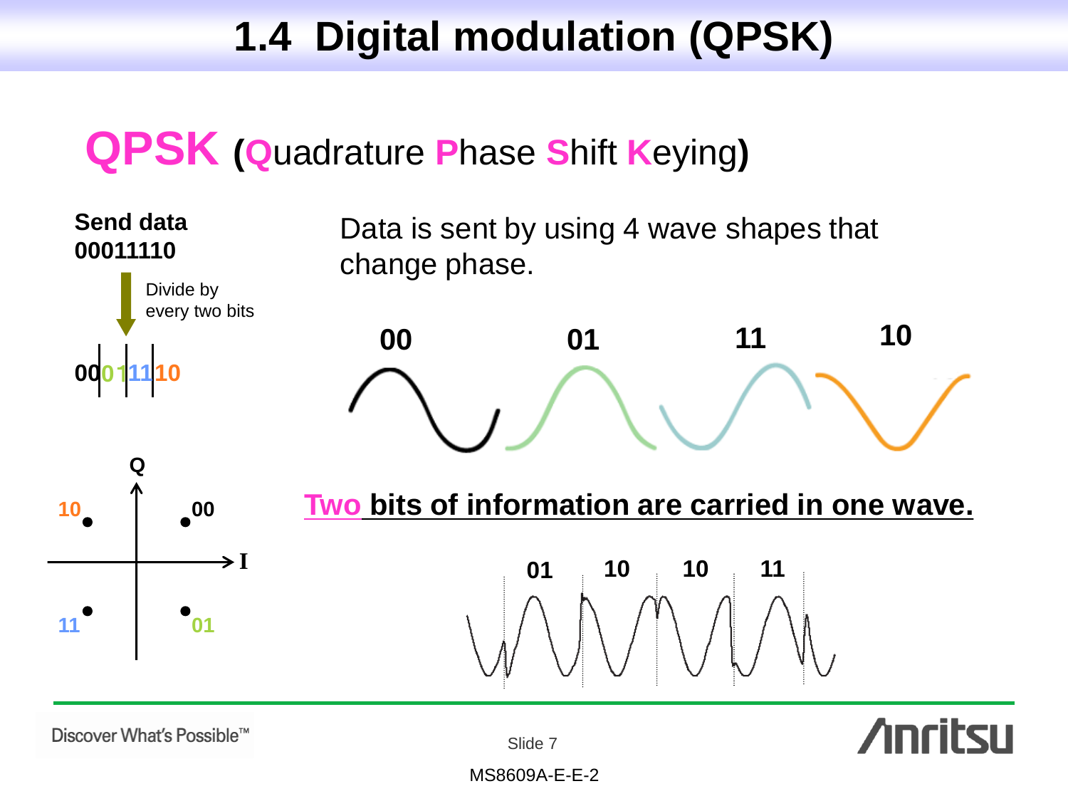# 1.4 Digital modulation (QPSK)

## QPSK (Quadrature Phase Shift Keying)

**Send data**
**00011110**

Divide by every two bits

00 | 01 | 11 | 10

Data is sent by using 4 wave shapes that change phase.

00  01  11  10

Q

10  00

I

11  01

**Two bits of information are carried in one wave.**

01  10  10  11

Discover What's Possible™

MS8609A-E-E-2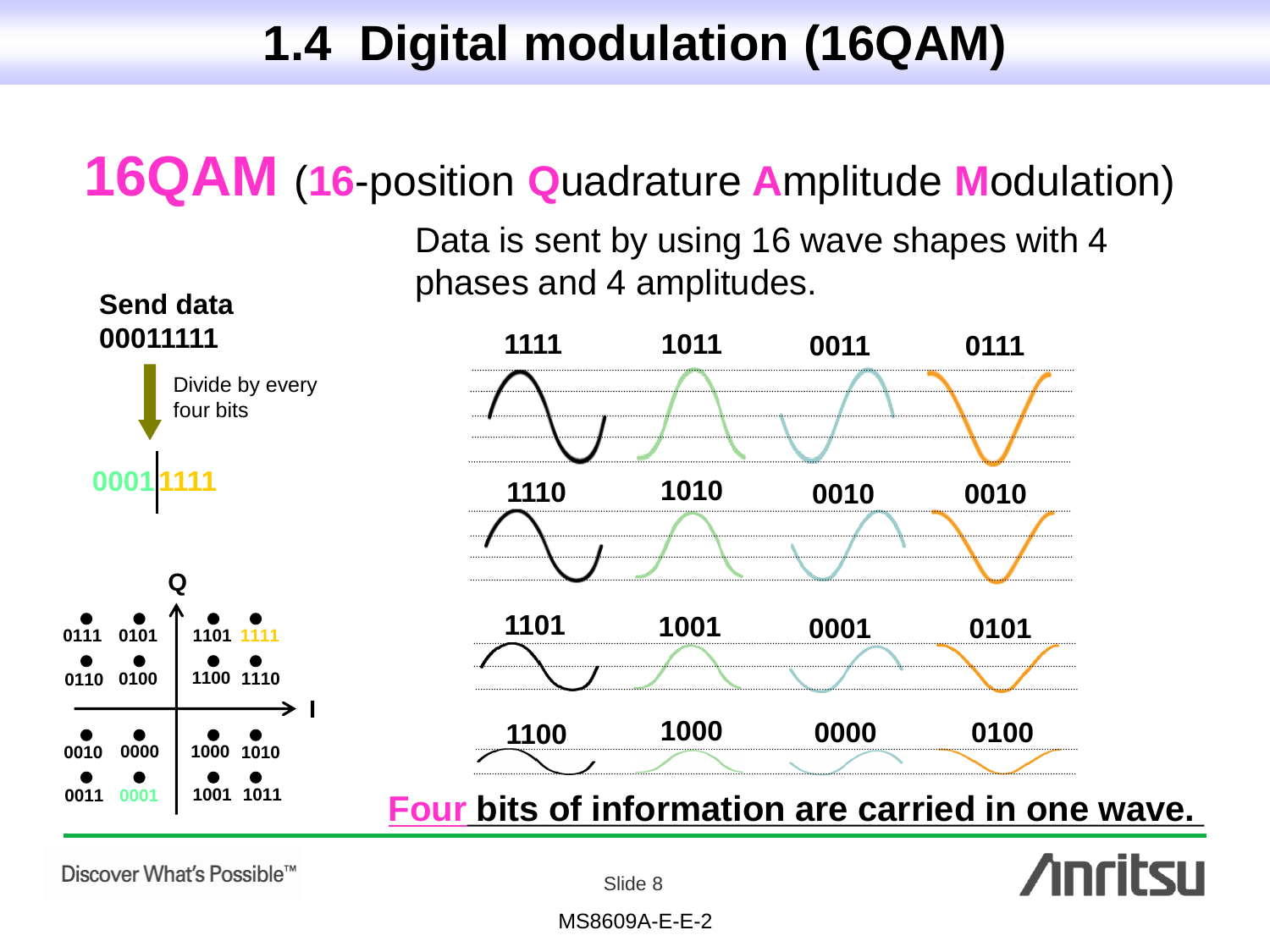# 1.4 Digital modulation (16QAM)

## 16QAM (16-position Quadrature Amplitude Modulation)

Data is sent by using 16 wave shapes with 4 phases and 4 amplitudes.

**Send data**
**00011111**

Divide by every four bits

**0001 | 1111**

| | | | | | |
|---|---|---|---|---|---|
| | | Q | | | |
| 0111 | 0101 | | 1101 | 1111 | |
| 0110 | 0100 | | 1100 | 1110 | |
| | | | | | I |
| 0010 | 0000 | | 1000 | 1010 | |
| 0011 | 0001 | | 1001 | 1011 | |

| | | | |
|---|---|---|---|
| 1111 | 1011 | 0011 | 0111 |
| 1110 | 1010 | 0010 | 0010 |
| 1101 | 1001 | 0001 | 0101 |
| 1100 | 1000 | 0000 | 0100 |

**Four bits of information are carried in one wave.**

Discover What's Possible™

MS8609A-E-E-2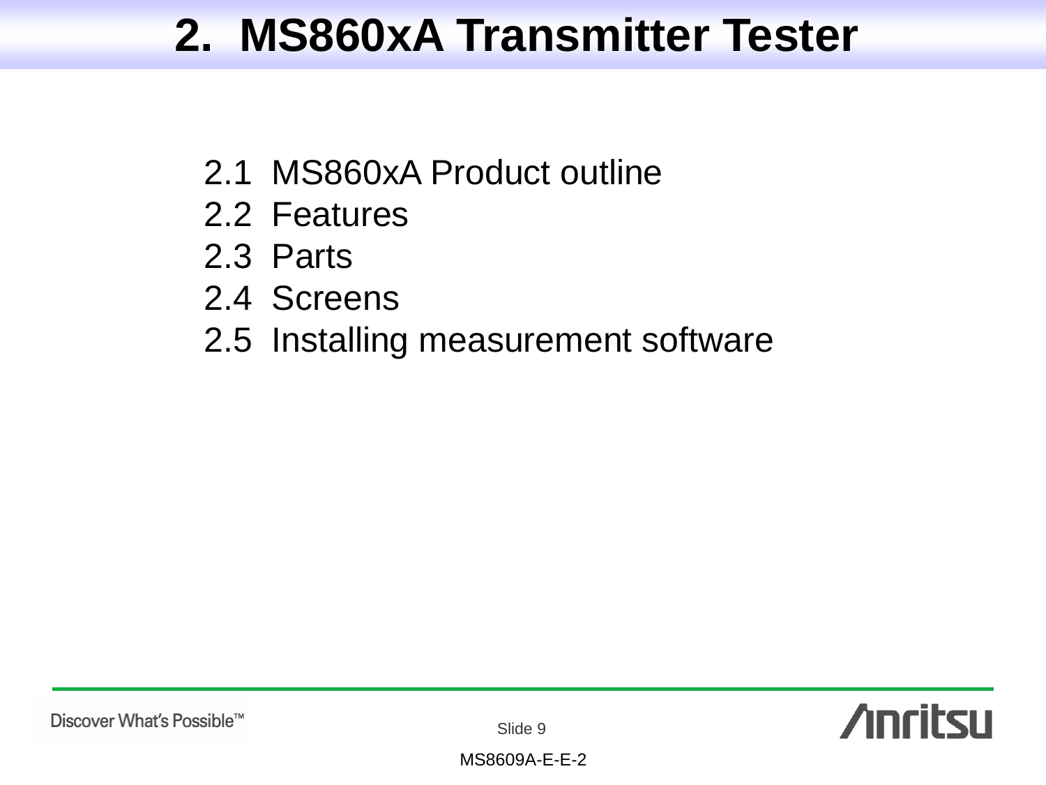# 2. MS860xA Transmitter Tester

- 2.1 MS860xA Product outline
- 2.2 Features
- 2.3 Parts
- 2.4 Screens
- 2.5 Installing measurement software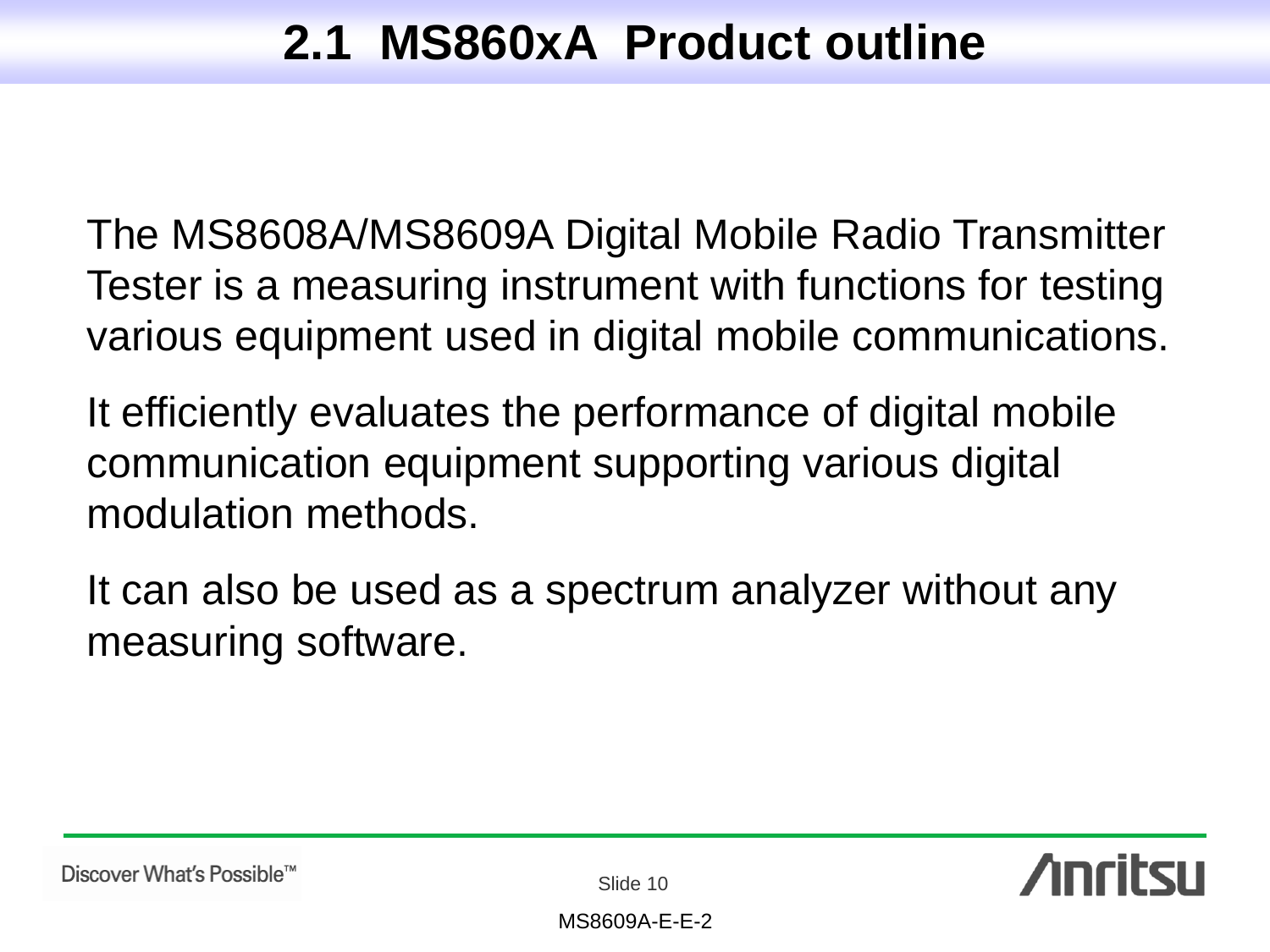## 2.1 MS860xA Product outline

The MS8608A/MS8609A Digital Mobile Radio Transmitter Tester is a measuring instrument with functions for testing various equipment used in digital mobile communications.

It efficiently evaluates the performance of digital mobile communication equipment supporting various digital modulation methods.

It can also be used as a spectrum analyzer without any measuring software.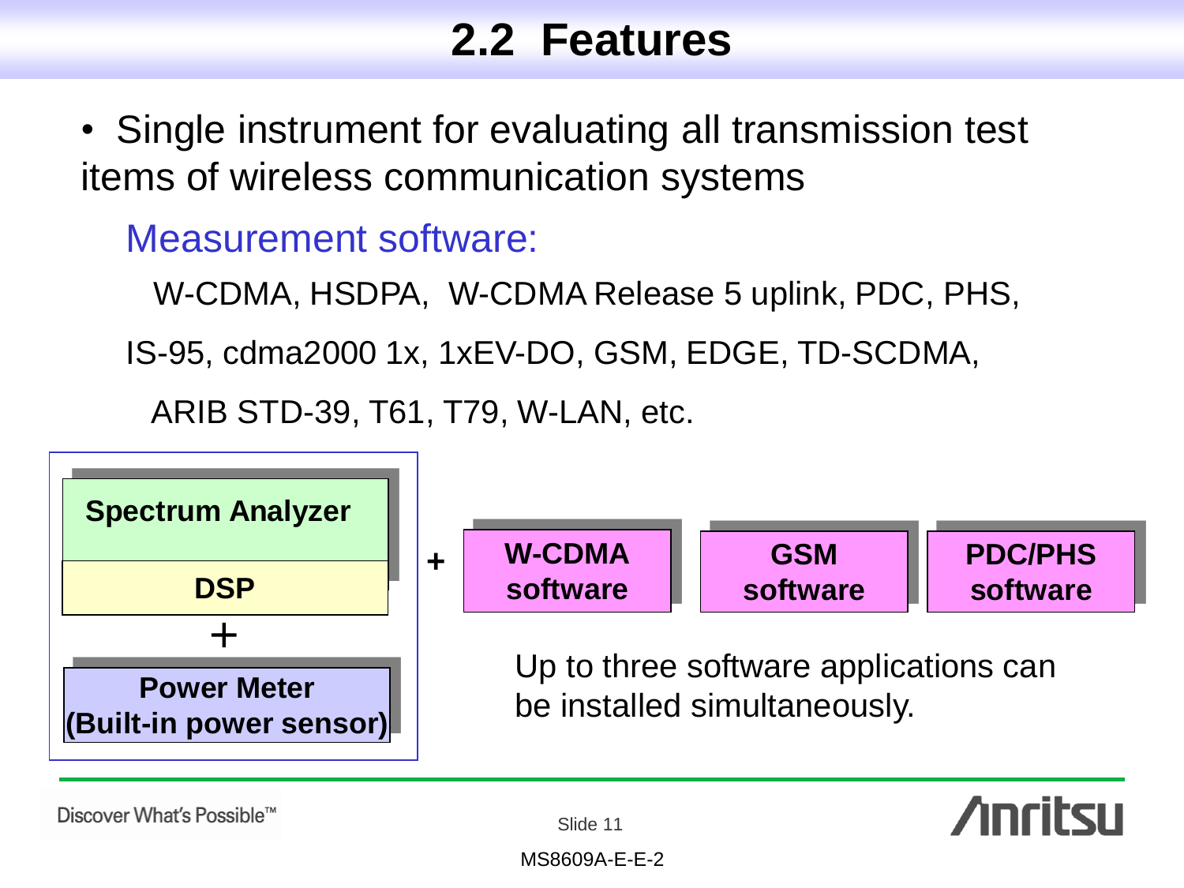## 2.2 Features

- Single instrument for evaluating all transmission test items of wireless communication systems

Measurement software:

W-CDMA, HSDPA, W-CDMA Release 5 uplink, PDC, PHS, IS-95, cdma2000 1x, 1xEV-DO, GSM, EDGE, TD-SCDMA, ARIB STD-39, T61, T79, W-LAN, etc.

**Spectrum Analyzer**

**DSP**

+

**Power Meter (Built-in power sensor)**

\+ **W-CDMA software** | **GSM software** | **PDC/PHS software**

Up to three software applications can be installed simultaneously.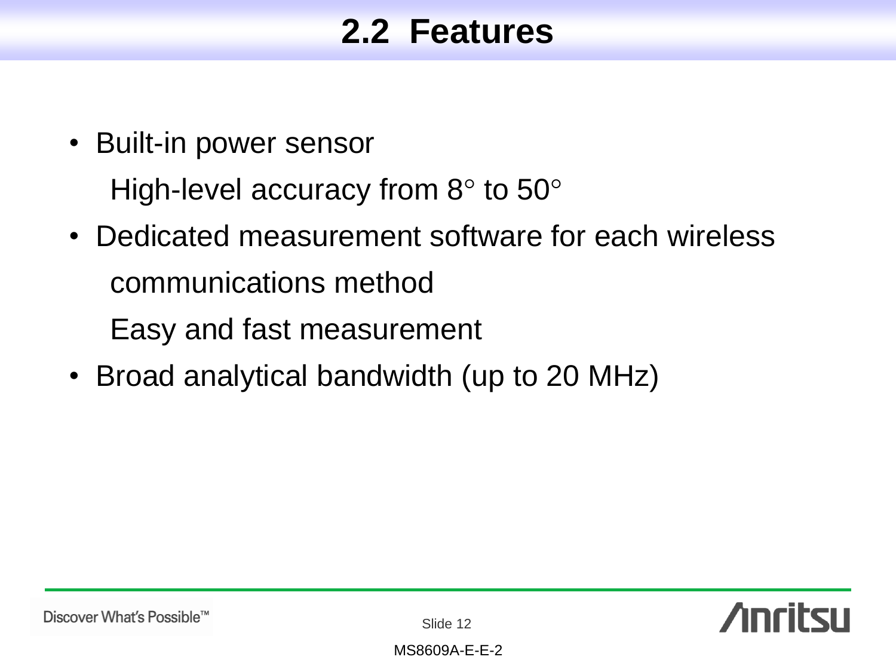## 2.2 Features

- Built-in power sensor

  High-level accuracy from 8° to 50°

- Dedicated measurement software for each wireless communications method

  Easy and fast measurement

- Broad analytical bandwidth (up to 20 MHz)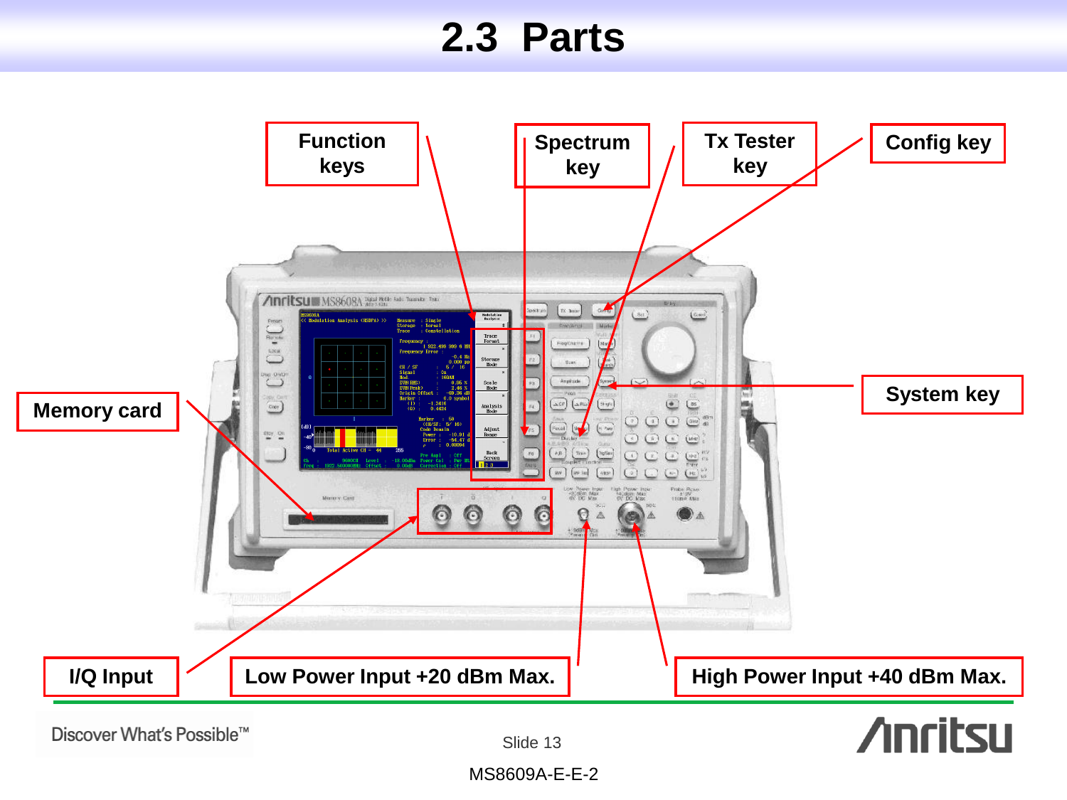# 2.3 Parts

Function keys

Spectrum key

Tx Tester key

Config key

Memory card

System key

I/Q Input

Low Power Input +20 dBm Max.

High Power Input +40 dBm Max.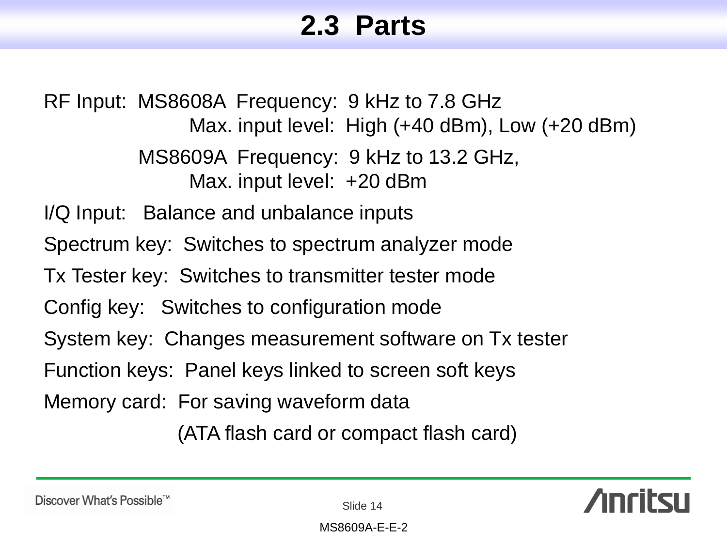# 2.3 Parts

RF Input: MS8608A Frequency: 9 kHz to 7.8 GHz
Max. input level: High (+40 dBm), Low (+20 dBm)
MS8609A Frequency: 9 kHz to 13.2 GHz,
Max. input level: +20 dBm

I/Q Input: Balance and unbalance inputs

Spectrum key: Switches to spectrum analyzer mode

Tx Tester key: Switches to transmitter tester mode

Config key: Switches to configuration mode

System key: Changes measurement software on Tx tester

Function keys: Panel keys linked to screen soft keys

Memory card: For saving waveform data
(ATA flash card or compact flash card)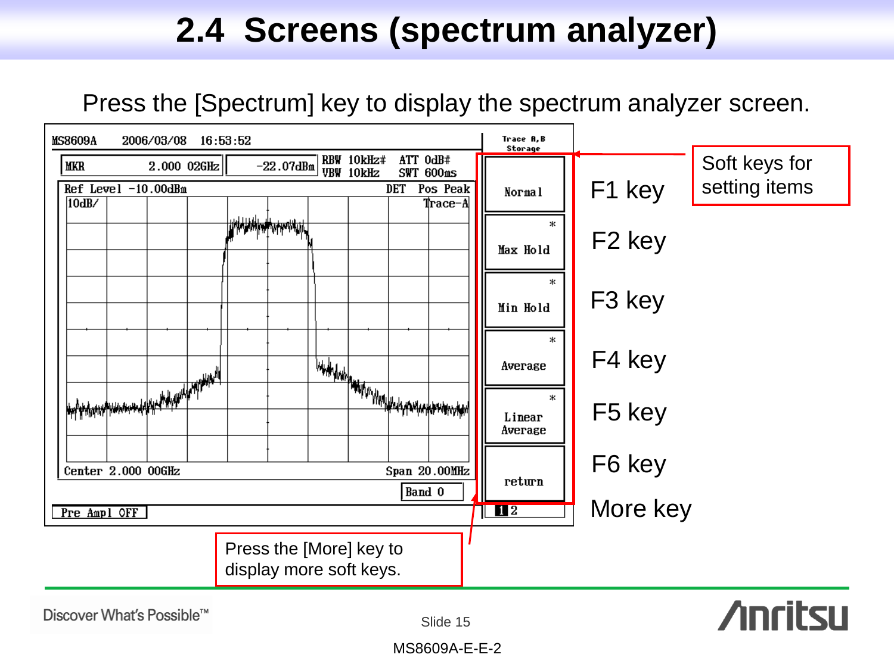# 2.4 Screens (spectrum analyzer)

Press the [Spectrum] key to display the spectrum analyzer screen.

MS8609A 2006/03/08 16:53:52

MKR 2.000 02GHz -22.07dBm RBW 10kHz# ATT 0dB#
VBW 10kHz SWT 600ms

Ref Level -10.00dBm DET Pos Peak
10dB/ Trace-A

Center 2.000 00GHz Span 20.00MHz

Band 0

Pre Ampl OFF

Trace A,B Storage

- Normal — F1 key
- Max Hold — F2 key
- Min Hold — F3 key
- Average — F4 key
- Linear Average — F5 key
- return — F6 key
- 1 2 — More key

Soft keys for setting items

Press the [More] key to display more soft keys.

Discover What's Possible™

MS8609A-E-E-2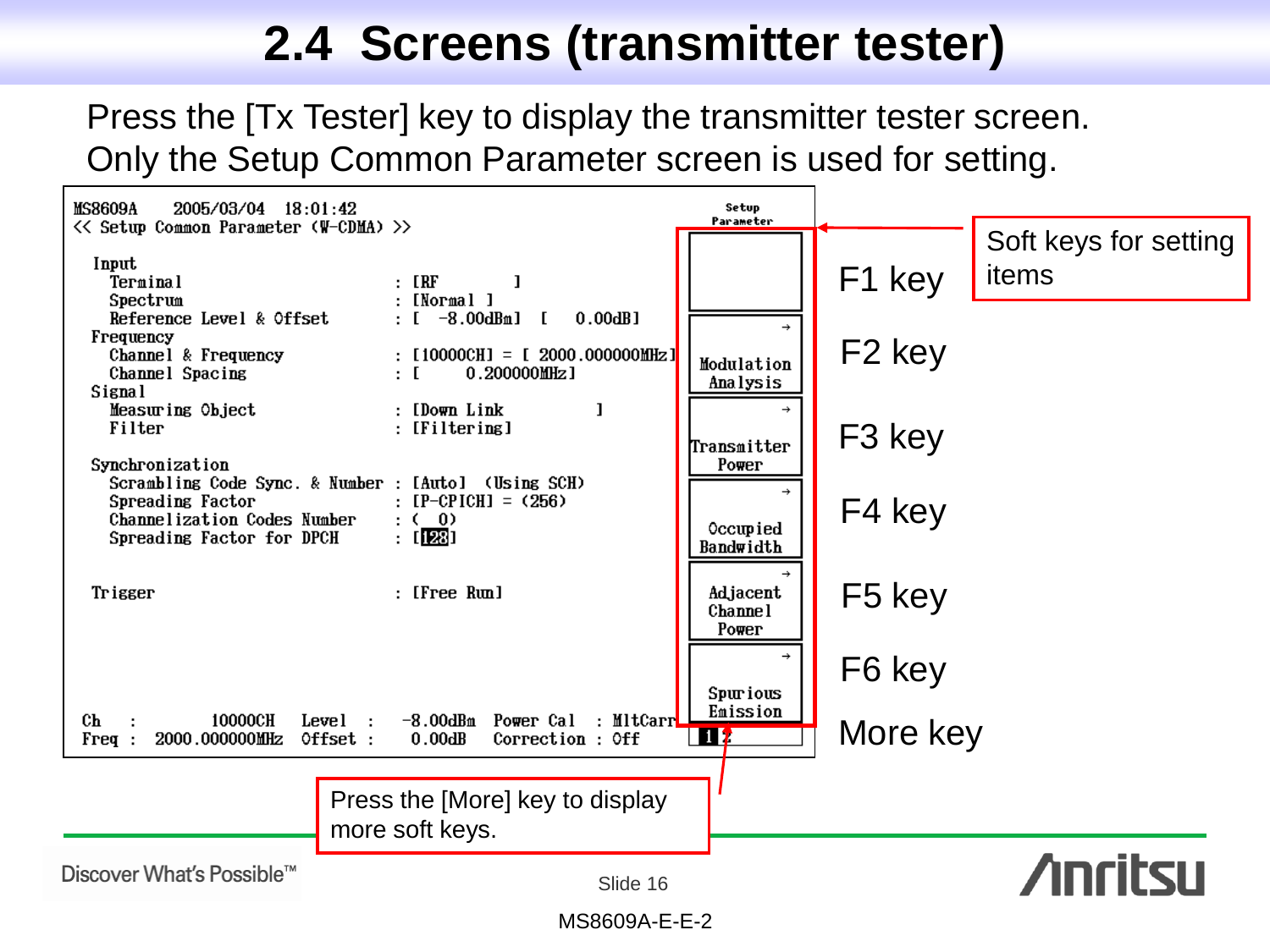# 2.4 Screens (transmitter tester)

Press the [Tx Tester] key to display the transmitter tester screen.
Only the Setup Common Parameter screen is used for setting.

```
MS8609A    2005/03/04   18:01:42                                   Setup
<< Setup Common Parameter (W-CDMA) >>                              Parameter

  Input
    Terminal                          : [RF        ]
    Spectrum                          : [Normal ]
    Reference Level & Offset          : [  -8.00dBm]  [    0.00dB]
  Frequency
    Channel & Frequency               : [10000CH] = [ 2000.000000MHz]
    Channel Spacing                   : [       0.200000MHz]
  Signal
    Measuring Object                  : [Down Link          ]
    Filter                            : [Filtering]

  Synchronization
    Scrambling Code Sync. & Number    : [Auto]  (Using SCH)
    Spreading Factor                  : [P-CPICH] = (256)
    Channelization Codes Number       : (   0)
    Spreading Factor for DPCH         : [128]

  Trigger                             : [Free Run]

 Ch   :      10000CH    Level  :   -8.00dBm   Power Cal   : MltCarr
 Freq :  2000.000000MHz Offset :    0.00dB    Correction  : Off
```

Soft keys (Setup Parameter):

- F1 key: (blank)
- F2 key: Modulation Analysis →
- F3 key: Transmitter Power →
- F4 key: Occupied Bandwidth →
- F5 key: Adjacent Channel Power →
- F6 key: Spurious Emission →
- More key: 1 2

Soft keys for setting items

Press the [More] key to display more soft keys.

Discover What's Possible™

Slide 16

MS8609A-E-E-2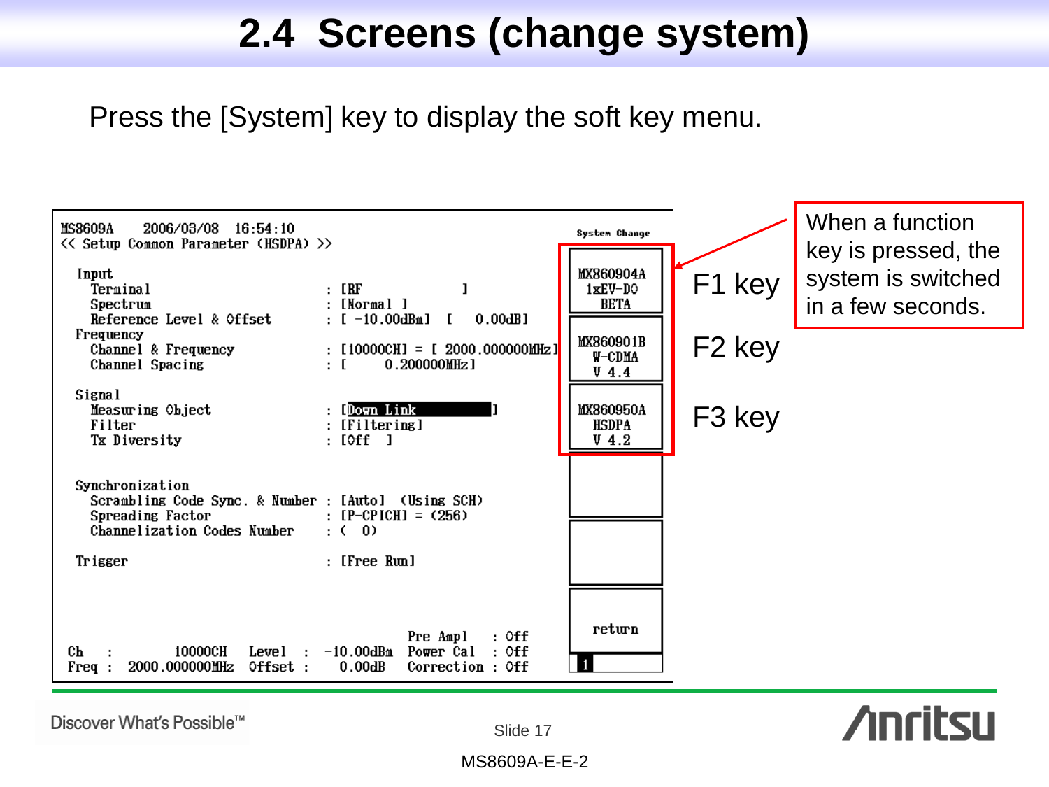# 2.4 Screens (change system)

Press the [System] key to display the soft key menu.

```
MS8609A    2006/03/08  16:54:10
<< Setup Common Parameter (HSDPA) >>

 Input
   Terminal                          : [RF              ]
   Spectrum                          : [Normal ]
   Reference Level & Offset          : [ -10.00dBm]  [    0.00dB]
 Frequency
   Channel & Frequency               : [10000CH] = [ 2000.000000MHz]
   Channel Spacing                   : [      0.200000MHz]

 Signal
   Measuring Object                  : [Down Link        ]
   Filter                            : [Filtering]
   Tx Diversity                      : [Off  ]

 Synchronization
   Scrambling Code Sync. & Number    : [Auto]  (Using SCH)
   Spreading Factor                  : [P-CPICH] = (256)
   Channelization Codes Number       : (   0)

 Trigger                             : [Free Run]

                                            Pre Ampl    : Off
 Ch   :        10000CH   Level  :  -10.00dBm  Power Cal   : Off
 Freq :  2000.000000MHz  Offset :    0.00dB   Correction  : Off
```

System Change

| Soft key | |
|---|---|
| F1 key | MX860904A 1xEV-DO BETA |
| F2 key | MX860901B W-CDMA V 4.4 |
| F3 key | MX860950A HSDPA V 4.2 |
| | |
| | |
| | return |

When a function key is pressed, the system is switched in a few seconds.

Discover What's Possible™

MS8609A-E-E-2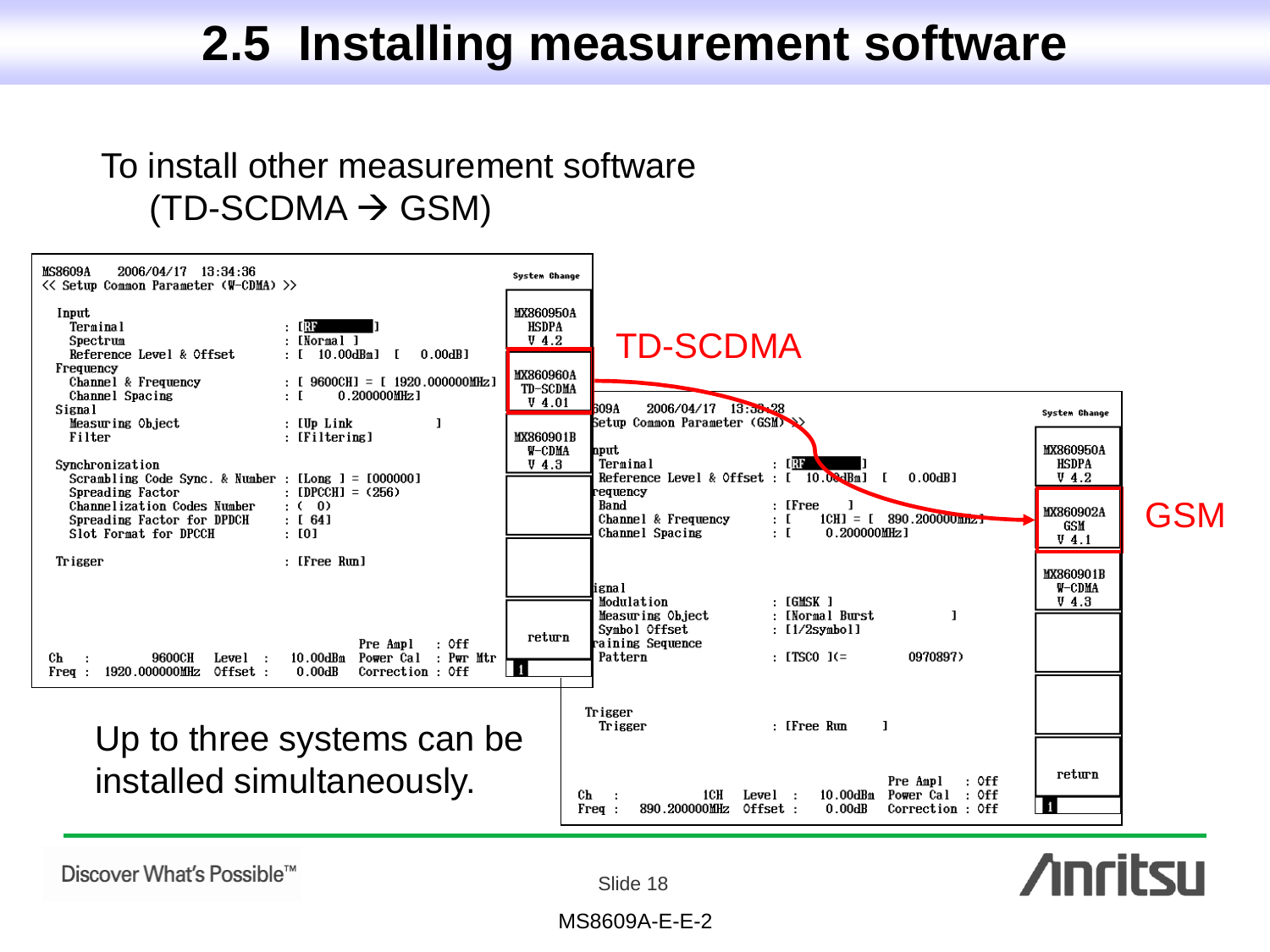# 2.5 Installing measurement software

To install other measurement software (TD-SCDMA → GSM)

```
MS8609A    2006/04/17  13:34:36                                  System Change
<< Setup Common Parameter (W-CDMA) >>
                                                                  MX860950A
 Input                                                            HSDPA
   Terminal                       : [RF        ]                  V 4.2
   Spectrum                       : [Normal ]
   Reference Level & Offset       : [  10.00dBm]  [    0.00dB]    MX860960A
 Frequency                                                        TD-SCDMA
   Channel & Frequency            : [ 9600CH] = [ 1920.000000MHz] V 4.01
   Channel Spacing                : [       0.200000MHz]
 Signal                                                           MX860901B
   Measuring Object               : [Up Link            ]         W-CDMA
   Filter                         : [Filtering]                   V 4.3

 Synchronization
   Scrambling Code Sync. & Number : [Long ] = [000000]
   Spreading Factor               : [DPCCH] = (256)
   Channelization Codes Number    : (  0)
   Spreading Factor for DPDCH     : [ 64]
   Slot Format for DPCCH          : [0]

 Trigger                          : [Free Run]
                                                                  return
                                      Pre Ampl    : Off
 Ch   :        9600CH  Level  :  10.00dBm  Power Cal   : Pwr Mtr
 Freq :  1920.000000MHz Offset :    0.00dB  Correction : Off       1
```

TD-SCDMA

```
MS8609A    2006/04/17  13:38:28                                  System Change
<< Setup Common Parameter (GSM) >>
                                                                  MX860950A
 Input                                                            HSDPA
   Terminal                       : [RF        ]                  V 4.2
   Reference Level & Offset       : [  10.00dBm]  [    0.00dB]
 Frequency                                                        MX860902A
   Band                           : [Free    ]                    GSM
   Channel & Frequency            : [     1CH] = [  890.200000MHz] V 4.1
   Channel Spacing                : [     0.200000MHz]
                                                                  MX860901B
 Signal                                                           W-CDMA
   Modulation                     : [GMSK ]                       V 4.3
   Measuring Object               : [Normal Burst        ]
   Symbol Offset                  : [1/2symbol]
 Training Sequence
   Pattern                        : [TSC0 ](=        0970897)

 Trigger
   Trigger                        : [Free Run     ]
                                                                  return
                                      Pre Ampl    : Off
 Ch   :           1CH  Level  :  10.00dBm  Power Cal   : Off
 Freq :   890.200000MHz Offset :    0.00dB  Correction : Off       1
```

GSM

Up to three systems can be installed simultaneously.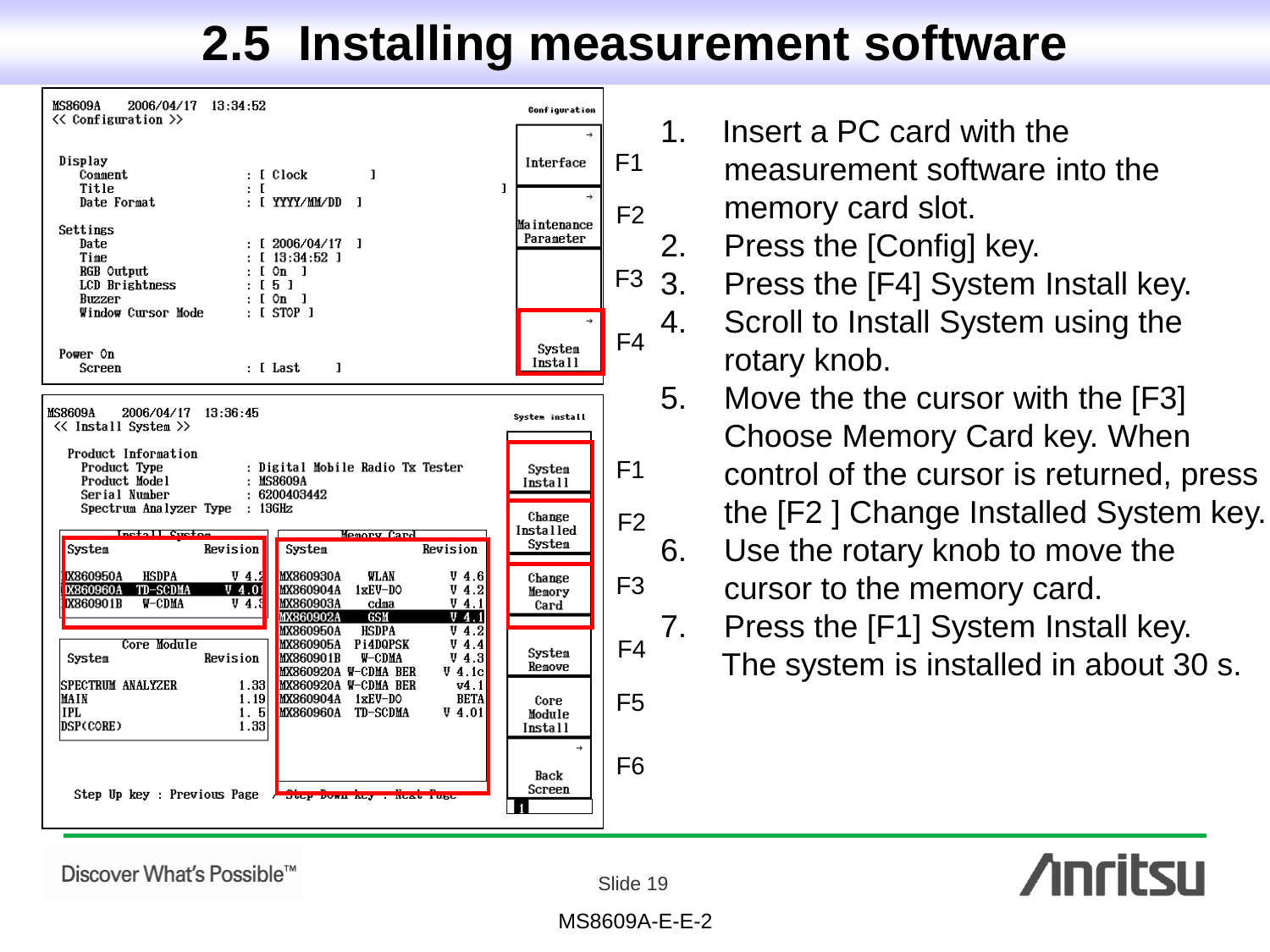# 2.5 Installing measurement software

```
MS8609A    2006/04/17   13:34:52                          Configuration
<< Configuration >>
                                                           Interface       F1
Display
   Comment                    : [ Clock        ]           Maintenance     F2
   Title                      : [                    ]     Parameter
   Date Format                : [ YYYY/MM/DD  ]
                                                                           F3
Settings
   Date                       : [ 2006/04/17  ]            System          F4
   Time                       : [ 13:34:52 ]               Install
   RGB Output                 : [ On  ]
   LCD Brightness             : [ 5 ]
   Buzzer                     : [ On  ]
   Window Cursor Mode         : [ STOP ]

Power On
   Screen                     : [ Last      ]
```

```
MS8609A    2006/04/17   13:36:45                          System install
<< Install System >>

 Product Information
   Product Type          : Digital Mobile Radio Tx Tester       System          F1
   Product Model         : MS8609A                              Install
   Serial Number         : 6200403442
   Spectrum Analyzer Type : 13GHz                               Change          F2
                                                                Installed
   Install System            Memory Card                        System
 System      Revision      System                  Revision
 MX860950A  HSDPA   V 4.2  MX860930A  WLAN          V 4.6       Change          F3
 MX860960A  TD-SCDMA V 4.01 MX860904A 1xEV-DO       V 4.2       Memory
 MX860901B  W-CDMA  V 4.3  MX860903A  cdma          V 4.1       Card
                           MX860902A  GSM           V 4.1
       Core Module         MX860950A  HSDPA         V 4.2       System          F4
 System      Revision      MX860905A  Pi4DQPSK      V 4.4       Remove
                           MX860901B  W-CDMA        V 4.3
 SPECTRUM ANALYZER  1.33   MX860920A  W-CDMA BER    V 4.1c      Core            F5
 MAIN               1.19   MX860920A  W-CDMA BER    v4.1        Module
 IPL                1. 5   MX860904A  1xEV-DO       BETA        Install
 DSP(CORE)          1.33   MX860960A  TD-SCDMA      V 4.01
                                                                Back            F6
 Step Up key : Previous Page / Step Down key : Next Page        Screen
```

1. Insert a PC card with the measurement software into the memory card slot.
2. Press the [Config] key.
3. Press the [F4] System Install key.
4. Scroll to Install System using the rotary knob.
5. Move the the cursor with the [F3] Choose Memory Card key. When control of the cursor is returned, press the [F2 ] Change Installed System key.
6. Use the rotary knob to move the cursor to the memory card.
7. Press the [F1] System Install key. The system is installed in about 30 s.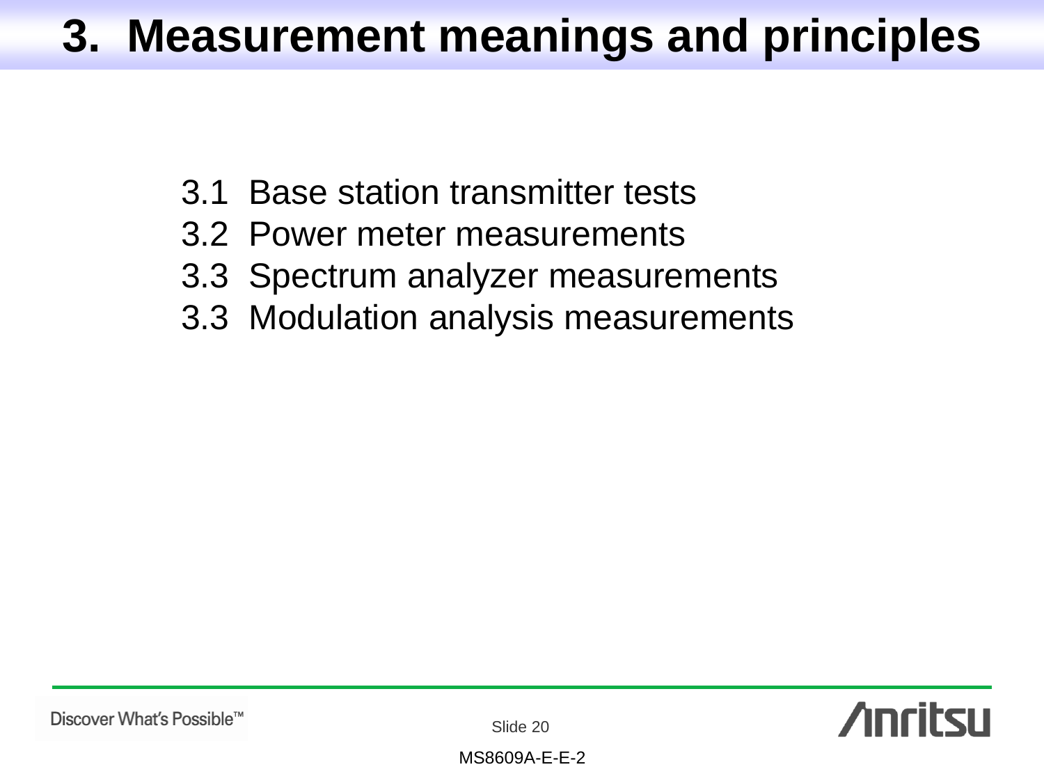# 3. Measurement meanings and principles

3.1 Base station transmitter tests
3.2 Power meter measurements
3.3 Spectrum analyzer measurements
3.3 Modulation analysis measurements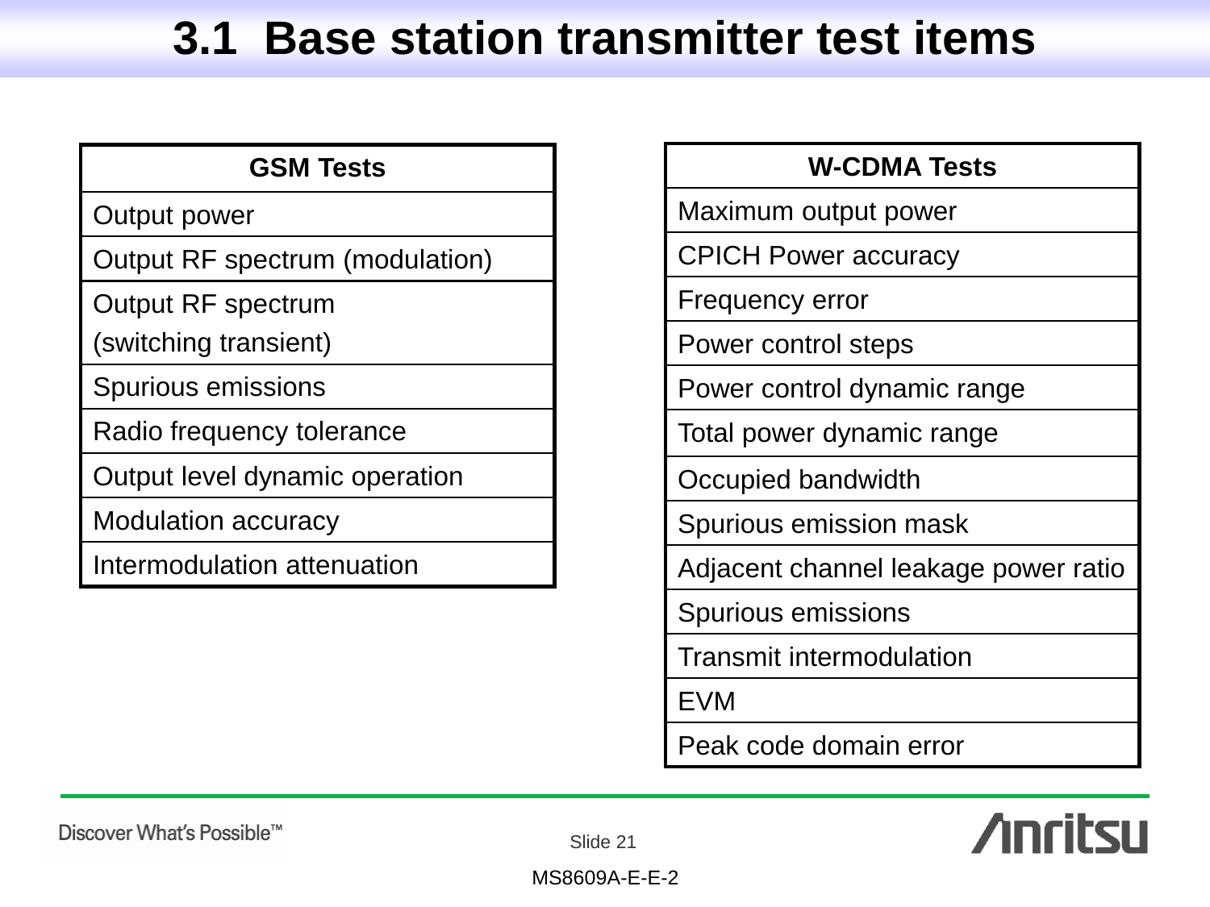# 3.1 Base station transmitter test items

| GSM Tests |
| --- |
| Output power |
| Output RF spectrum (modulation) |
| Output RF spectrum (switching transient) |
| Spurious emissions |
| Radio frequency tolerance |
| Output level dynamic operation |
| Modulation accuracy |
| Intermodulation attenuation |

| W-CDMA Tests |
| --- |
| Maximum output power |
| CPICH Power accuracy |
| Frequency error |
| Power control steps |
| Power control dynamic range |
| Total power dynamic range |
| Occupied bandwidth |
| Spurious emission mask |
| Adjacent channel leakage power ratio |
| Spurious emissions |
| Transmit intermodulation |
| EVM |
| Peak code domain error |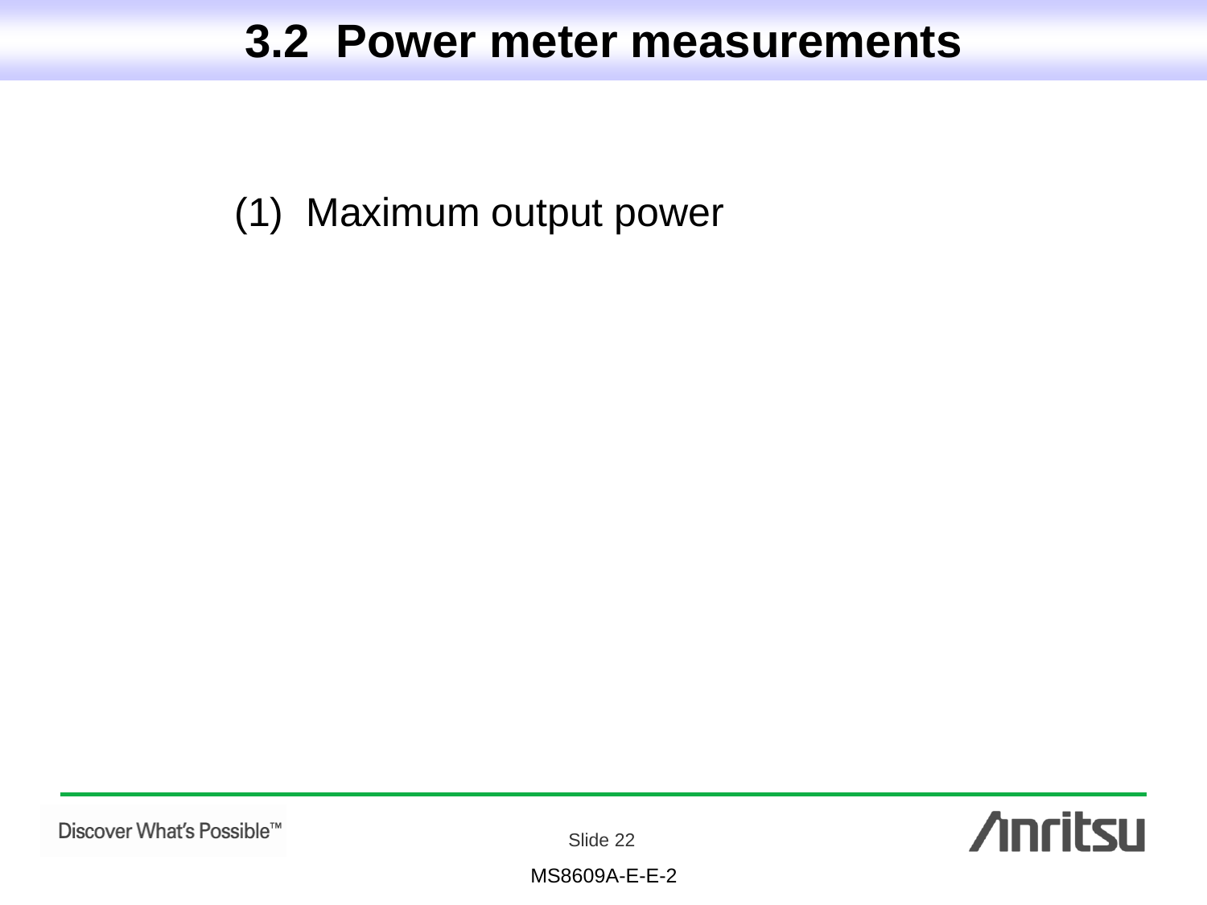# 3.2 Power meter measurements

(1) Maximum output power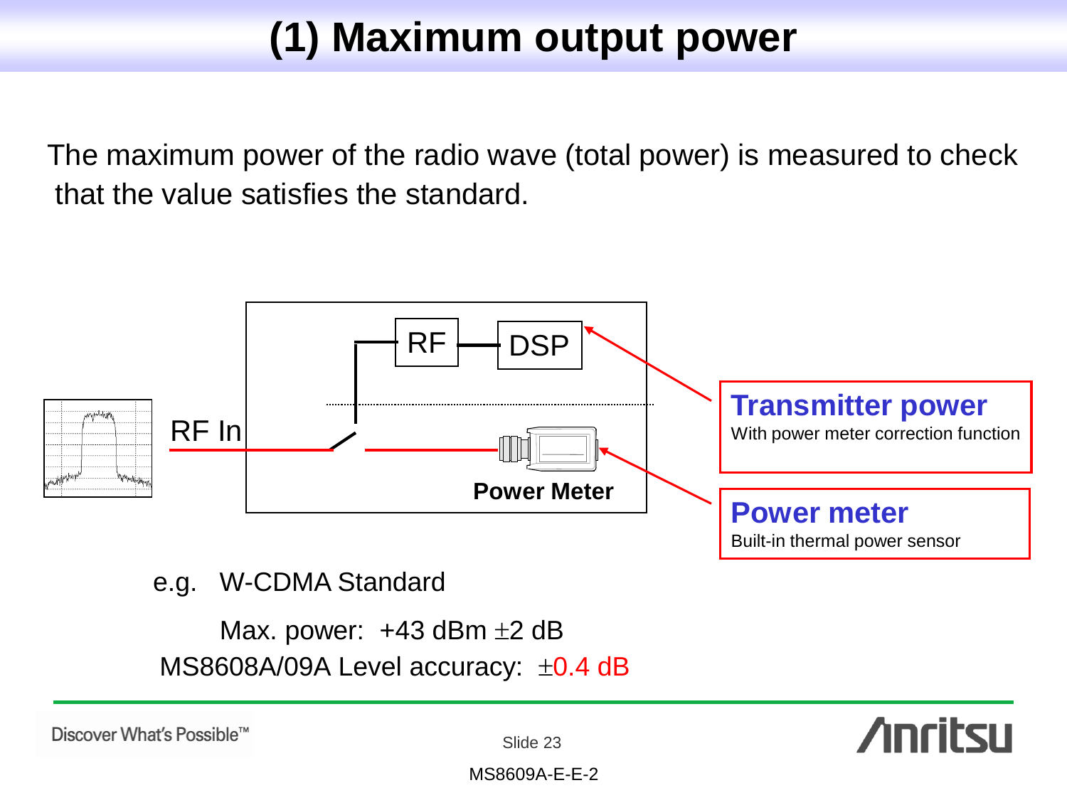# (1) Maximum output power

The maximum power of the radio wave (total power) is measured to check that the value satisfies the standard.

RF In

RF

DSP

Power Meter

**Transmitter power**
With power meter correction function

**Power meter**
Built-in thermal power sensor

e.g. W-CDMA Standard

Max. power: +43 dBm ±2 dB

MS8608A/09A Level accuracy: ±0.4 dB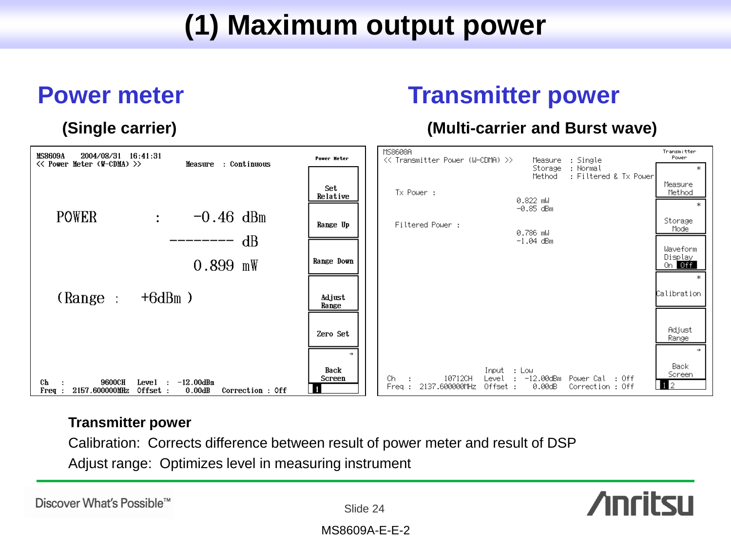# (1) Maximum output power

## Power meter

**(Single carrier)**

```
MS8609A    2004/08/31  16:41:31
<< Power Meter (W-CDMA) >>              Measure  : Continuous

    POWER          :       -0.46 dBm
                        --------  dB
                           0.899 mW

    (Range :    +6dBm )

Ch   :         9600CH   Level  :  -12.00dBm
Freq :  2157.600000MHz  Offset :    0.00dB    Correction : Off
```

Soft keys: Power Meter / Set Relative / Range Up / Range Down / Adjust Range / Zero Set / Back Screen

## Transmitter power

**(Multi-carrier and Burst wave)**

```
MS8608A
<< Transmitter Power (W-CDMA) >>    Measure  : Single
                                    Storage  : Normal
                                    Method   : Filtered & Tx Power

  Tx Power :
                                    0.822 mW
                                    -0.85 dBm

  Filtered Power :
                                    0.786 mW
                                    -1.04 dBm

                        Input  : Low
Ch   :        10712CH   Level  :  -12.00dBm   Power Cal  : Off
Freq :  2137.600000MHz  Offset :    0.00dB    Correction : Off
```

Soft keys: Transmitter Power / Measure Method / Storage Mode / Waveform Display On Off / Calibration / Adjust Range / Back Screen

**Transmitter power**

Calibration: Corrects difference between result of power meter and result of DSP

Adjust range: Optimizes level in measuring instrument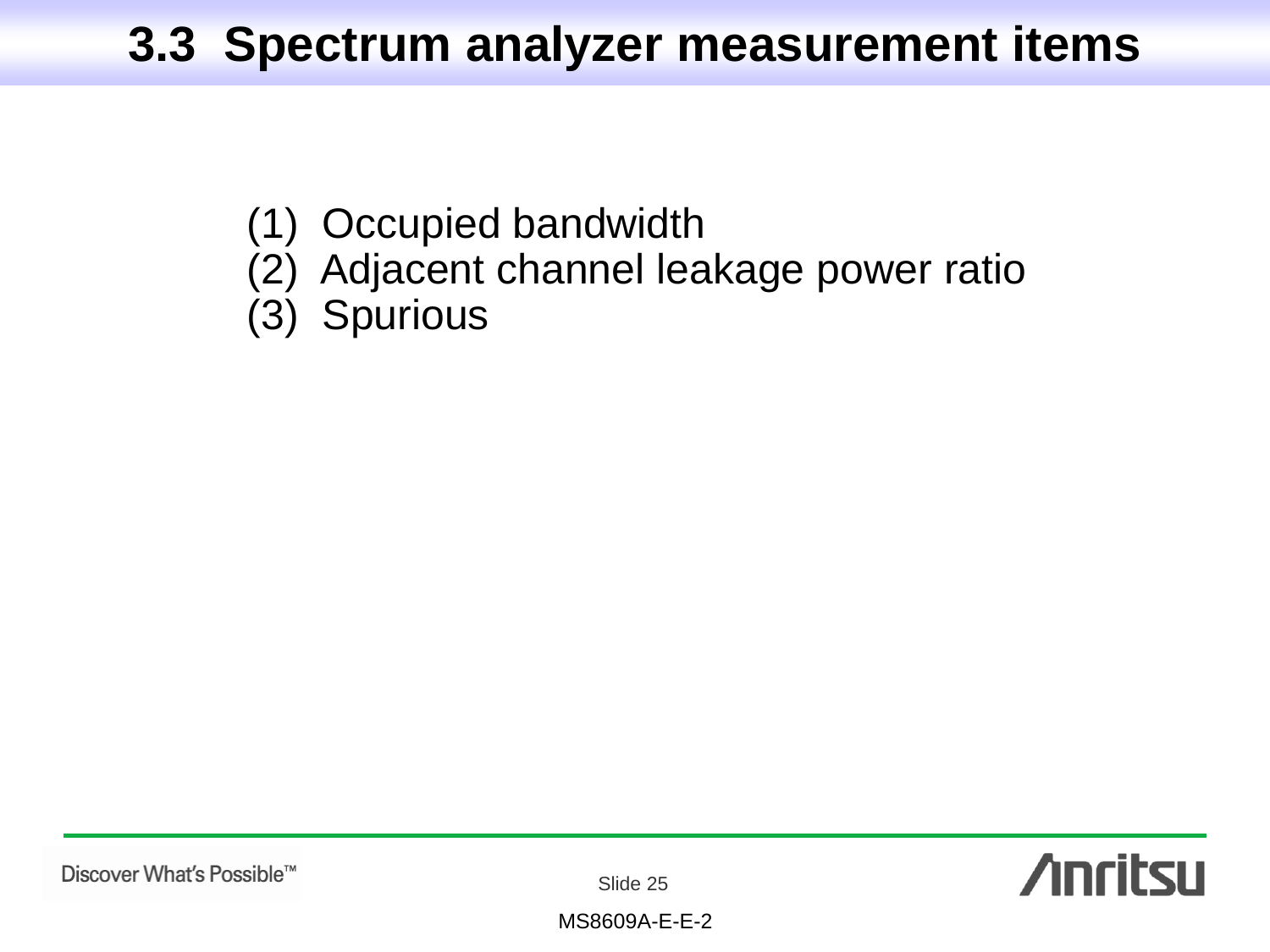# 3.3 Spectrum analyzer measurement items

(1) Occupied bandwidth
(2) Adjacent channel leakage power ratio
(3) Spurious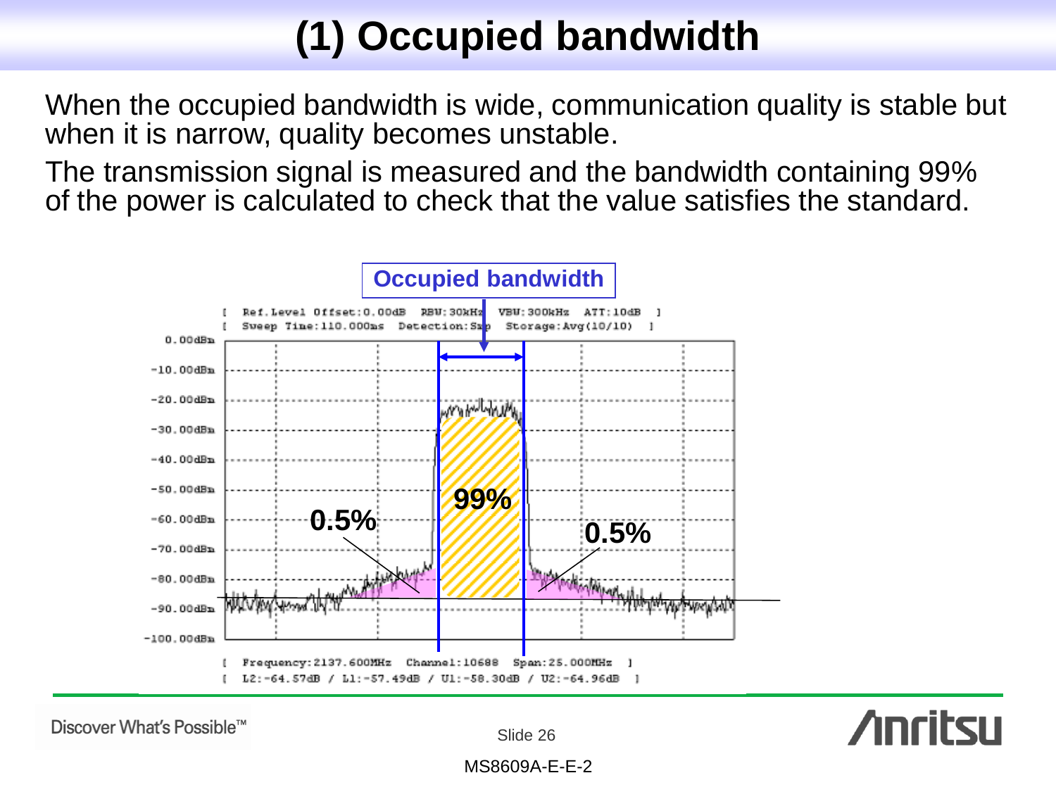# (1) Occupied bandwidth

When the occupied bandwidth is wide, communication quality is stable but when it is narrow, quality becomes unstable.

The transmission signal is measured and the bandwidth containing 99% of the power is calculated to check that the value satisfies the standard.

Occupied bandwidth

[ Ref.Level Offset:0.00dB RBW:30kHz VBW:300kHz ATT:10dB ]
[ Sweep Time:110.000ms Detection:Smp Storage:Avg(10/10) ]

0.00dBm
-10.00dBm
-20.00dBm
-30.00dBm
-40.00dBm
-50.00dBm
-60.00dBm
-70.00dBm
-80.00dBm
-90.00dBm
-100.00dBm

0.5%

99%

0.5%

[ Frequency:2137.600MHz Channel:10688 Span:25.000MHz ]
[ L2:-64.57dB / L1:-57.49dB / U1:-58.30dB / U2:-64.96dB ]

MS8609A-E-E-2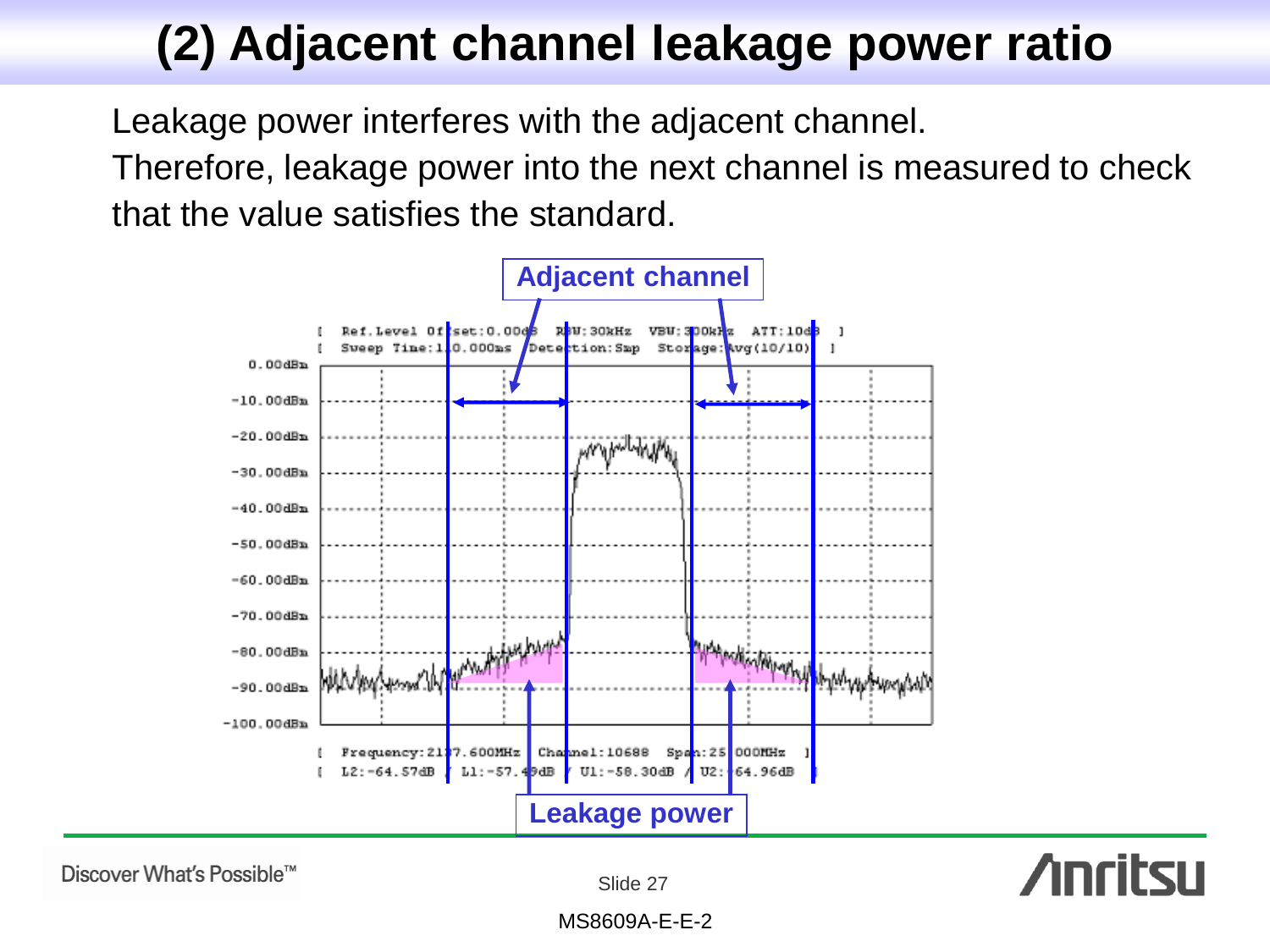# (2) Adjacent channel leakage power ratio

Leakage power interferes with the adjacent channel.
Therefore, leakage power into the next channel is measured to check that the value satisfies the standard.

Adjacent channel

Leakage power

MS8609A-E-E-2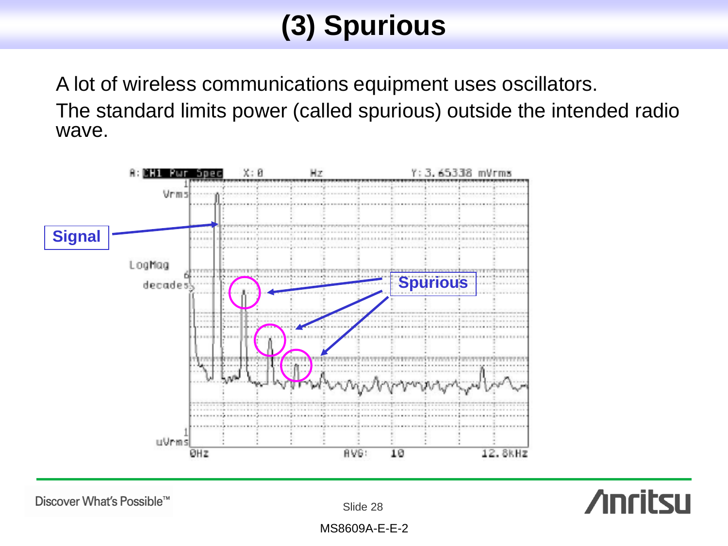# (3) Spurious

A lot of wireless communications equipment uses oscillators.

The standard limits power (called spurious) outside the intended radio wave.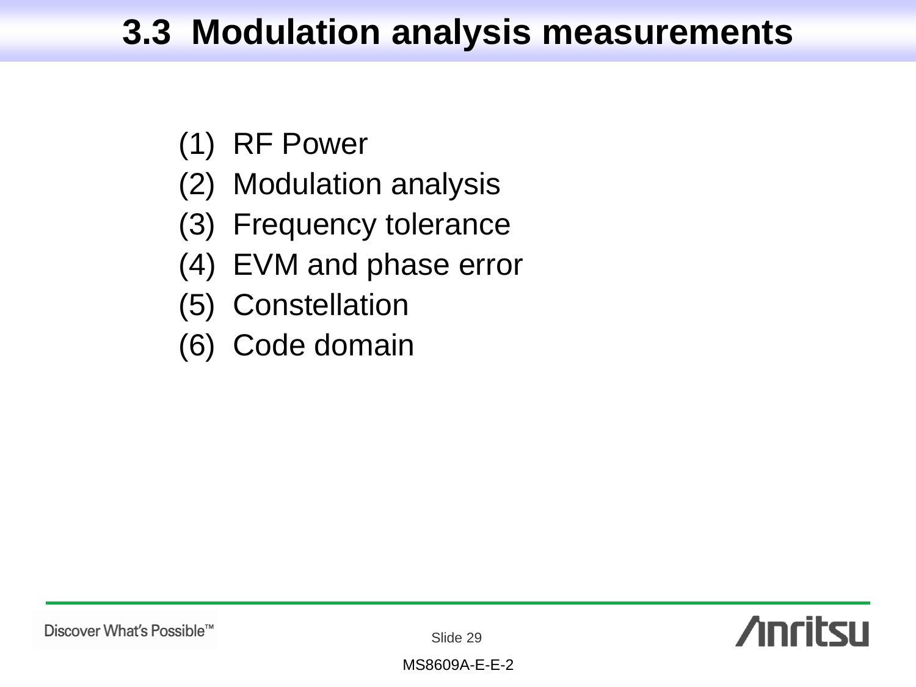# 3.3 Modulation analysis measurements

(1) RF Power
(2) Modulation analysis
(3) Frequency tolerance
(4) EVM and phase error
(5) Constellation
(6) Code domain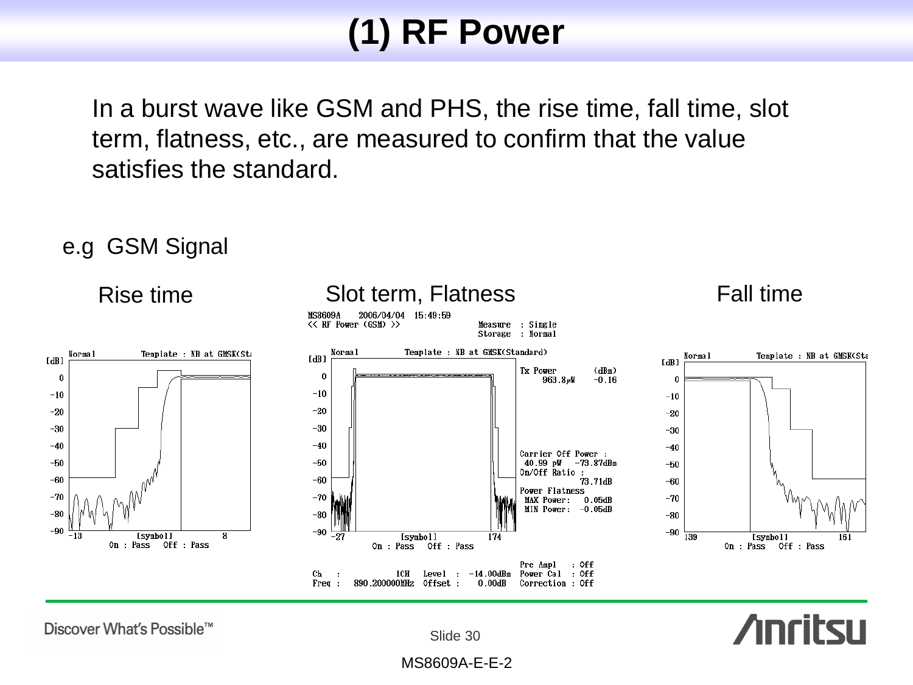# (1) RF Power

In a burst wave like GSM and PHS, the rise time, fall time, slot term, flatness, etc., are measured to confirm that the value satisfies the standard.

e.g GSM Signal

Rise time

Slot term, Flatness

Fall time

MS8609A 2006/04/04 15:49:59
<< RF Power (GSM) >>

Measure : Single
Storage : Normal

Normal Template : NB at GMSK(Standard)

Tx Power (dBm)
963.8μW -0.16

Carrier Off Power :
40.99 pW -73.87dBm
On/Off Ratio :
73.71dB
Power Flatness
MAX Power: 0.05dB
MIN Power: -0.05dB

On : Pass Off : Pass

Ch : 1CH Level : -14.00dBm
Freq : 890.200000MHz Offset : 0.00dB

Pre Ampl : Off
Power Cal : Off
Correction : Off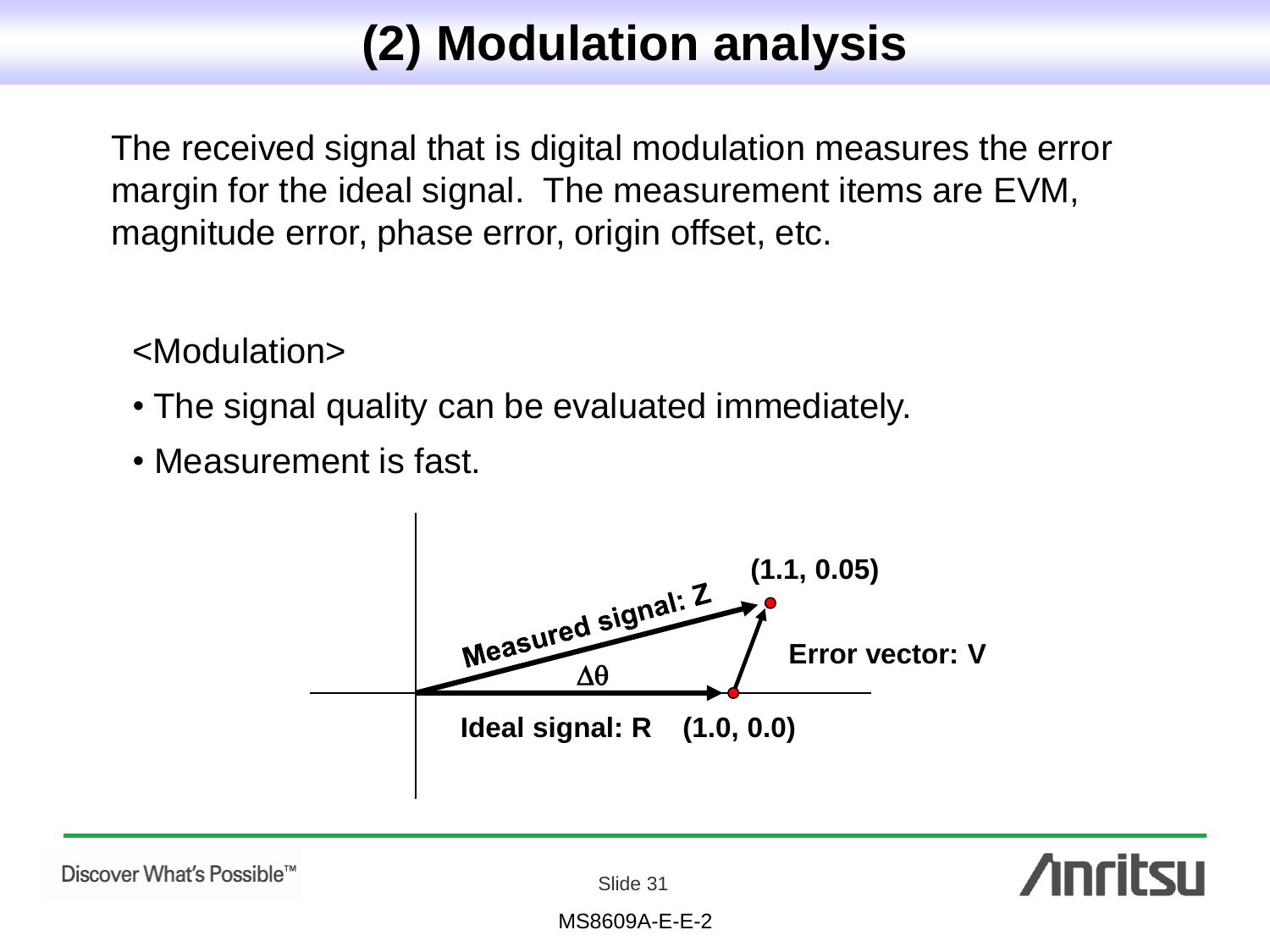# (2) Modulation analysis

The received signal that is digital modulation measures the error margin for the ideal signal. The measurement items are EVM, magnitude error, phase error, origin offset, etc.

<Modulation>

- The signal quality can be evaluated immediately.
- Measurement is fast.

Measured signal: Z

(1.1, 0.05)

Error vector: V

$\Delta\theta$

Ideal signal: R (1.0, 0.0)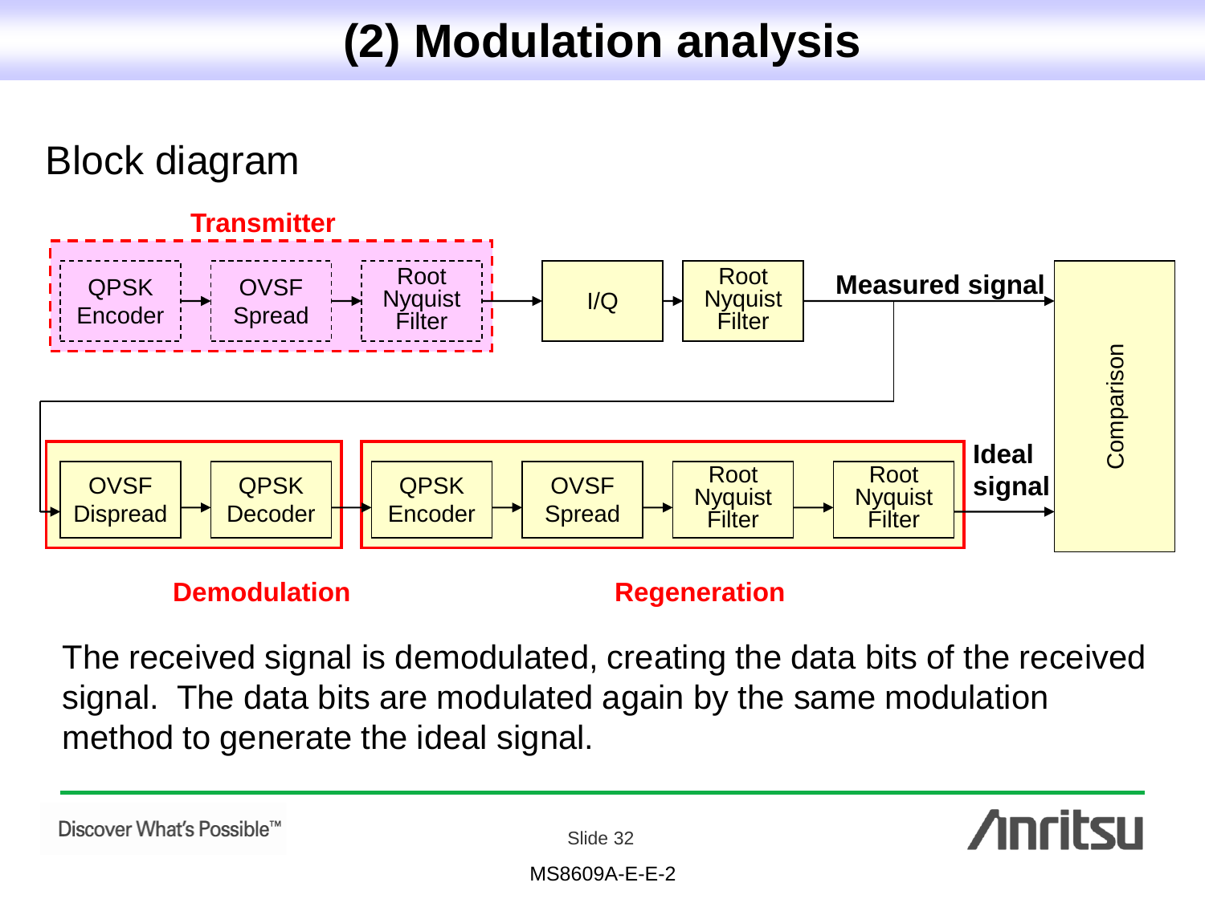# (2) Modulation analysis

## Block diagram

**Transmitter**

QPSK Encoder → OVSF Spread → Root Nyquist Filter → I/Q → Root Nyquist Filter → **Measured signal** → Comparison

OVSF Dispread → QPSK Decoder → QPSK Encoder → OVSF Spread → Root Nyquist Filter → Root Nyquist Filter → **Ideal signal** → Comparison

**Demodulation** **Regeneration**

The received signal is demodulated, creating the data bits of the received signal. The data bits are modulated again by the same modulation method to generate the ideal signal.

Discover What's Possible™

MS8609A-E-E-2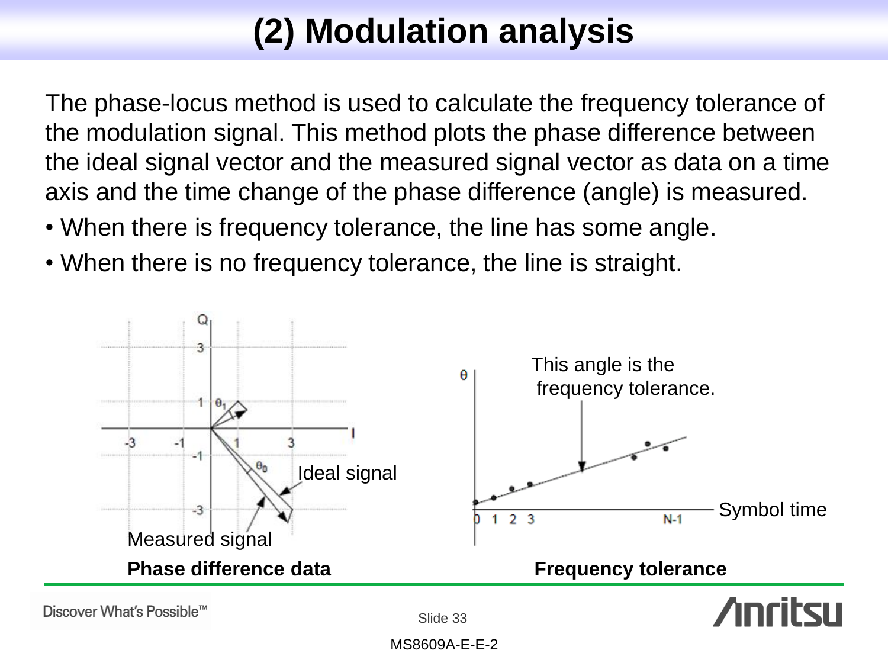# (2) Modulation analysis

The phase-locus method is used to calculate the frequency tolerance of the modulation signal. This method plots the phase difference between the ideal signal vector and the measured signal vector as data on a time axis and the time change of the phase difference (angle) is measured.

- When there is frequency tolerance, the line has some angle.
- When there is no frequency tolerance, the line is straight.

Ideal signal

Measured signal

**Phase difference data**

This angle is the frequency tolerance.

Symbol time

**Frequency tolerance**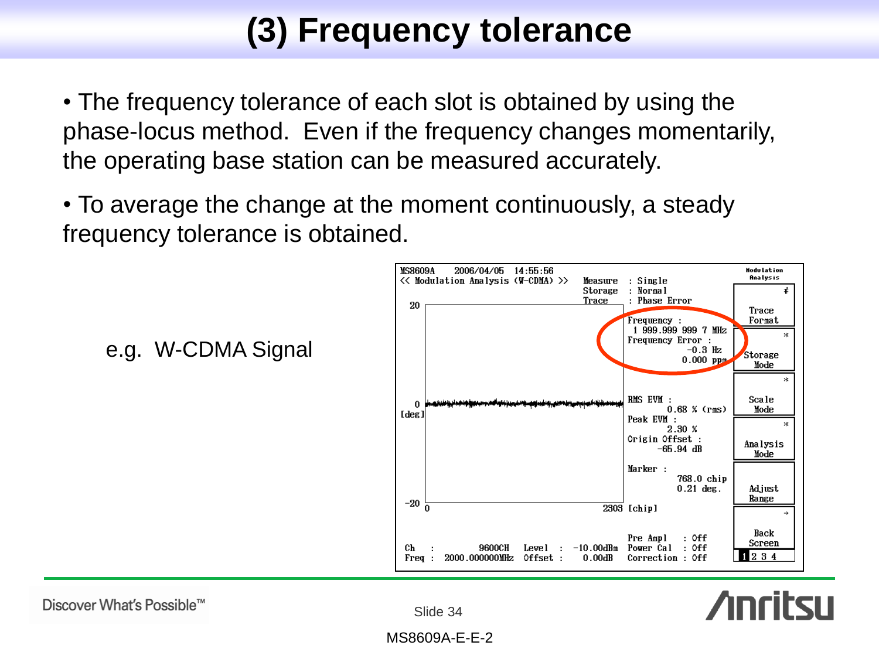# (3) Frequency tolerance

- The frequency tolerance of each slot is obtained by using the phase-locus method. Even if the frequency changes momentarily, the operating base station can be measured accurately.

- To average the change at the moment continuously, a steady frequency tolerance is obtained.

e.g. W-CDMA Signal

```
MS8609A    2006/04/05  14:55:56                                     Modulation Analysis
<< Modulation Analysis (W-CDMA) >>   Measure  : Single
                                     Storage  : Normal
                                     Trace    : Phase Error
20                                   Frequency :
                                      1 999.999 999 7 MHz
                                     Frequency Error :
                                             -0.3 Hz
                                            0.000 ppm
0                                    RMS EVM :
[deg]                                       0.68 % (rms)
                                     Peak EVM :
                                            2.30 %
                                     Origin Offset :
                                          -65.94 dB
                                     Marker :
                                            768.0 chip
                                            0.21 deg.
-20 0                           2303 [chip]

                                     Pre Ampl    : Off
Ch   :       9600CH  Level  : -10.00dBm  Power Cal   : Off
Freq : 2000.000000MHz Offset :  0.00dB   Correction  : Off
```

Trace Format | Storage Mode | Scale Mode | Analysis Mode | Adjust Range | Back Screen | 1 2 3 4

MS8609A-E-E-2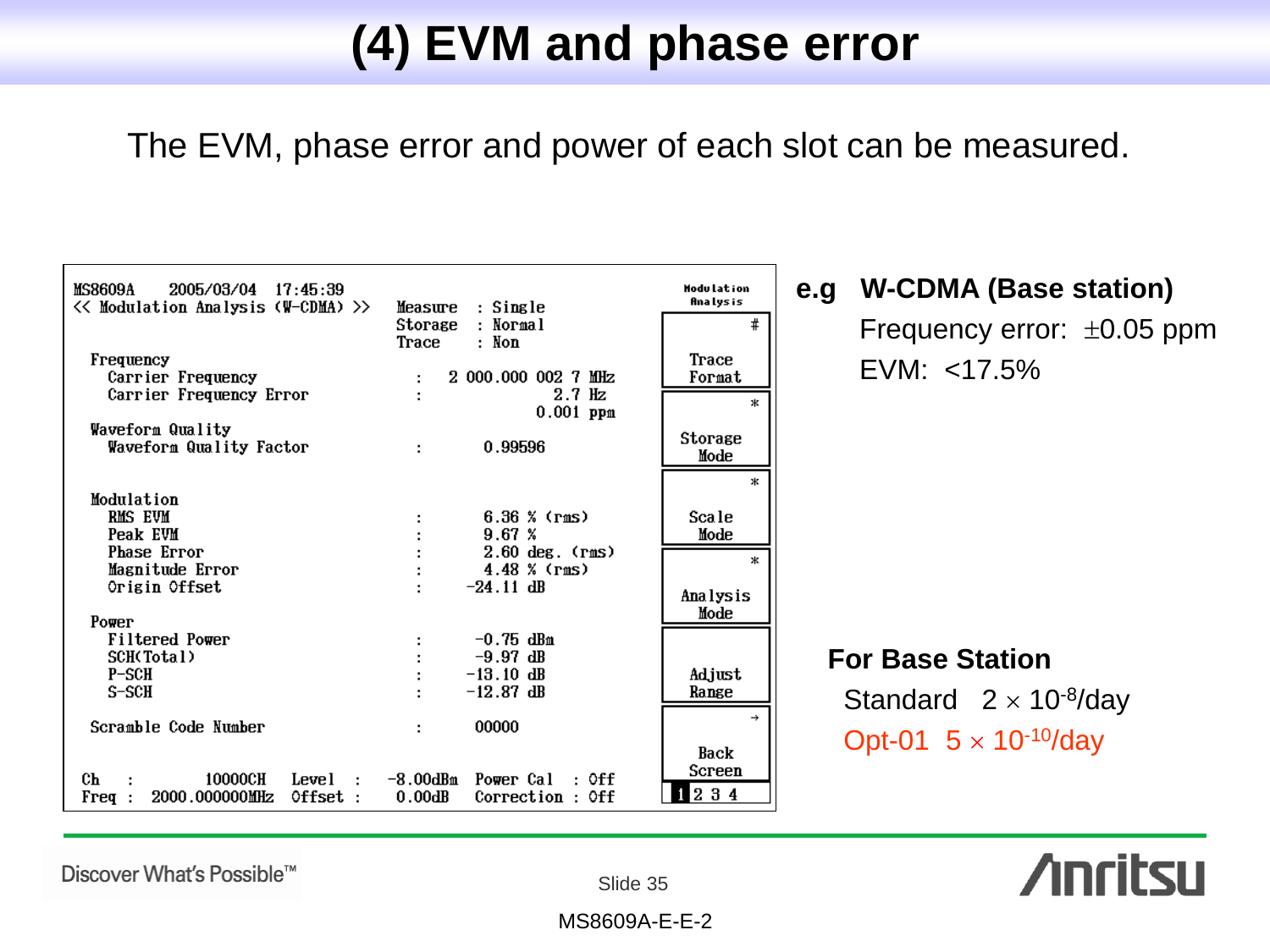# (4) EVM and phase error

The EVM, phase error and power of each slot can be measured.

```
MS8609A    2005/03/04  17:45:39
<< Modulation Analysis (W-CDMA) >>    Measure  : Single
                                      Storage  : Normal
                                      Trace    : Non
 Frequency
   Carrier Frequency          :   2 000.000 002 7 MHz
   Carrier Frequency Error    :              2.7 Hz
                                           0.001 ppm
 Waveform Quality
   Waveform Quality Factor    :      0.99596

 Modulation
   RMS EVM                    :      6.36 % (rms)
   Peak EVM                   :      9.67 %
   Phase Error                :      2.60 deg. (rms)
   Magnitude Error            :      4.48 % (rms)
   Origin Offset              :    -24.11 dB

 Power
   Filtered Power             :     -0.75 dBm
   SCH(Total)                 :     -9.97 dB
   P-SCH                      :    -13.10 dB
   S-SCH                      :    -12.87 dB

 Scramble Code Number         :     00000

Ch  :       10000CH   Level  :  -8.00dBm  Power Cal  : Off
Freq :  2000.000000MHz  Offset :  0.00dB    Correction : Off
```

Modulation Analysis: Trace Format / Storage Mode / Scale Mode / Analysis Mode / Adjust Range / Back Screen

**e.g W-CDMA (Base station)**

Frequency error: $\pm$0.05 ppm

EVM: <17.5%

**For Base Station**

Standard $2 \times 10^{-8}$/day

Opt-01 $5 \times 10^{-10}$/day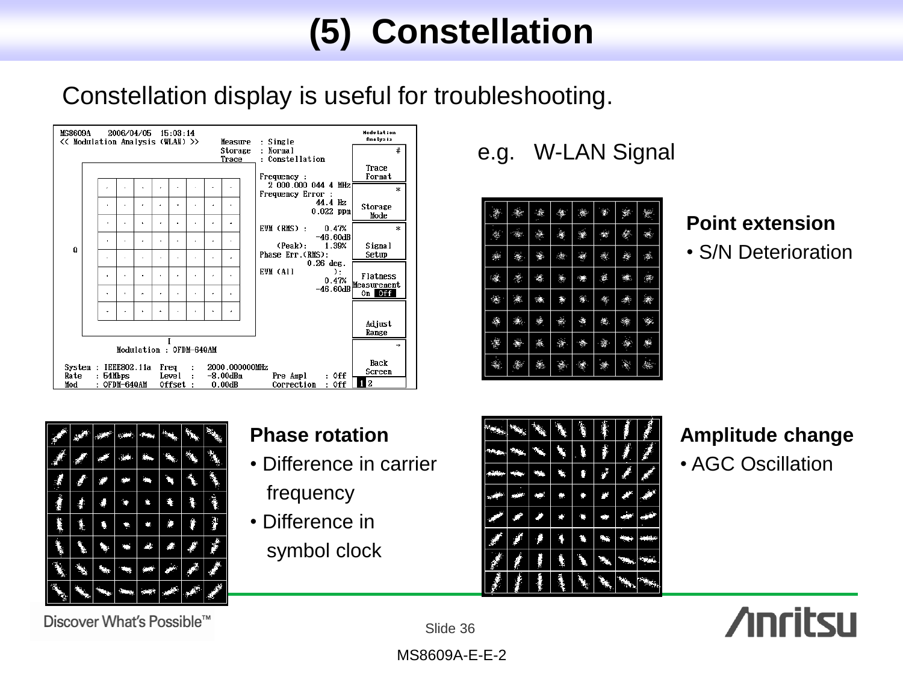# (5) Constellation

Constellation display is useful for troubleshooting.

e.g. W-LAN Signal

**Point extension**

- S/N Deterioration

**Phase rotation**

- Difference in carrier frequency
- Difference in symbol clock

**Amplitude change**

- AGC Oscillation

MS8609A-E-E-2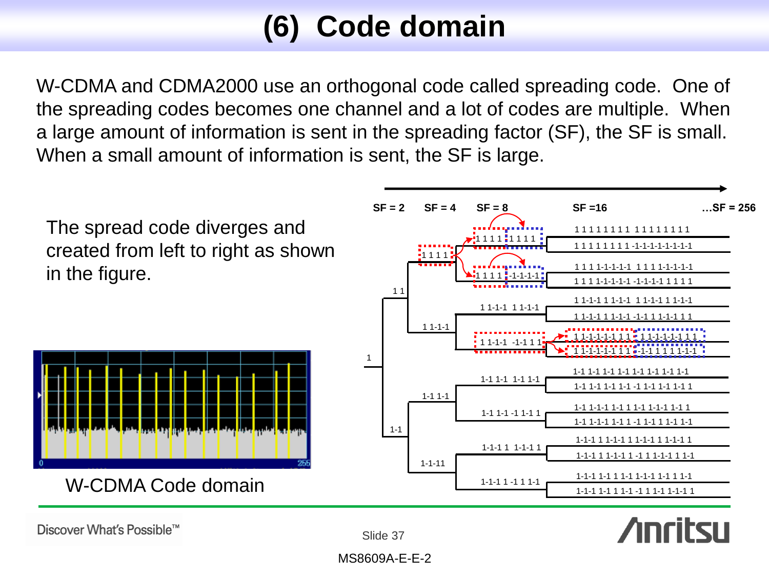# (6) Code domain

W-CDMA and CDMA2000 use an orthogonal code called spreading code. One of the spreading codes becomes one channel and a lot of codes are multiple. When a large amount of information is sent in the spreading factor (SF), the SF is small. When a small amount of information is sent, the SF is large.

The spread code diverges and created from left to right as shown in the figure.

W-CDMA Code domain

SF = 2 SF = 4 SF = 8 SF =16 …SF = 256

1

1 1

1 1 1 1

1 1 1 1 1 1 1 1

1 1 1 1 1 1 1 1 1 1 1 1 1 1 1 1

1 1 1 1 1 1 1 1 -1-1-1-1-1-1-1-1

1 1 1 1 -1-1-1-1

1 1 1 1-1-1-1-1 1 1 1 1-1-1-1-1

1 1 1 1-1-1-1-1 -1-1-1-1 1 1 1 1

1 1-1-1

1 1-1-1 1 1-1-1

1 1-1-1 1 1-1-1 1 1-1-1 1 1-1-1

1 1-1-1 1 1-1-1 -1-1 1 1-1-1 1 1

1 1-1-1 -1-1 1 1

1 1-1-1-1-1 1 1 1 1-1-1-1-1 1 1

1 1-1-1-1-1 1 1 -1-1 1 1 1 1-1-1

1-1

1-1 1-1

1-1 1-1 1-1 1-1

1-1 1-1 1-1 1-1 1-1 1-1 1-1 1-1

1-1 1-1 1-1 1-1 -1 1-1 1-1 1-1 1

1-1 1-1 -1 1-1 1

1-1 1-1-1 1-1 1 1-1 1-1-1 1-1 1

1-1 1-1-1 1-1 1 -1 1-1 1 1-1 1-1

1-1-11

1-1-1 1 1-1-1 1

1-1-1 1 1-1-1 1 1-1-1 1 1-1-1 1

1-1-1 1 1-1-1 1 -1 1 1-1-1 1 1-1

1-1-1 1 -1 1 1-1

1-1-1 1-1 1 1-1 1-1-1 1-1 1 1-1

1-1-1 1-1 1 1-1 -1 1 1-1 1-1-1 1

MS8609A-E-E-2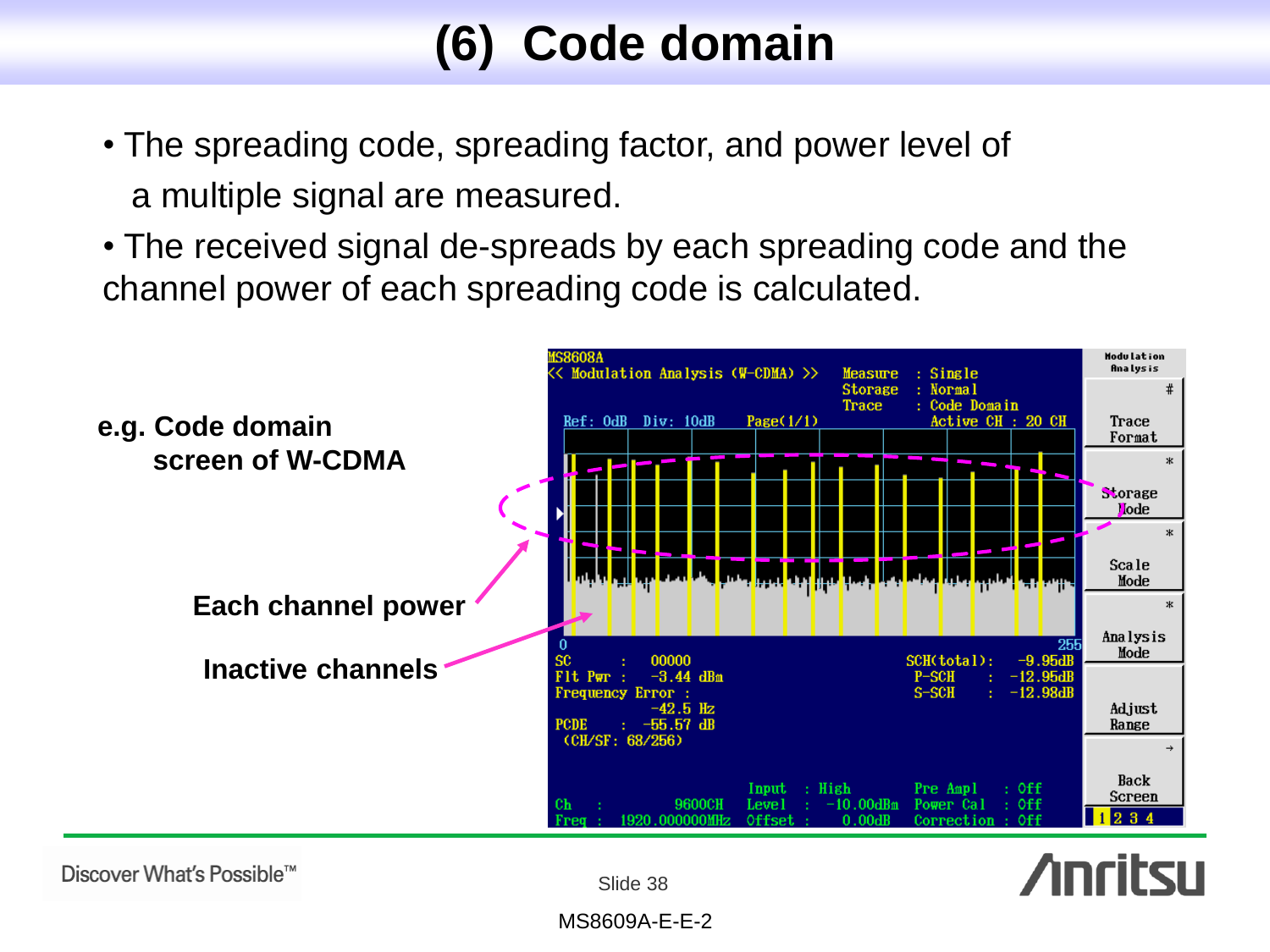# (6) Code domain

- The spreading code, spreading factor, and power level of a multiple signal are measured.
- The received signal de-spreads by each spreading code and the channel power of each spreading code is calculated.

**e.g. Code domain screen of W-CDMA**

**Each channel power**

**Inactive channels**

MS8609A-E-E-2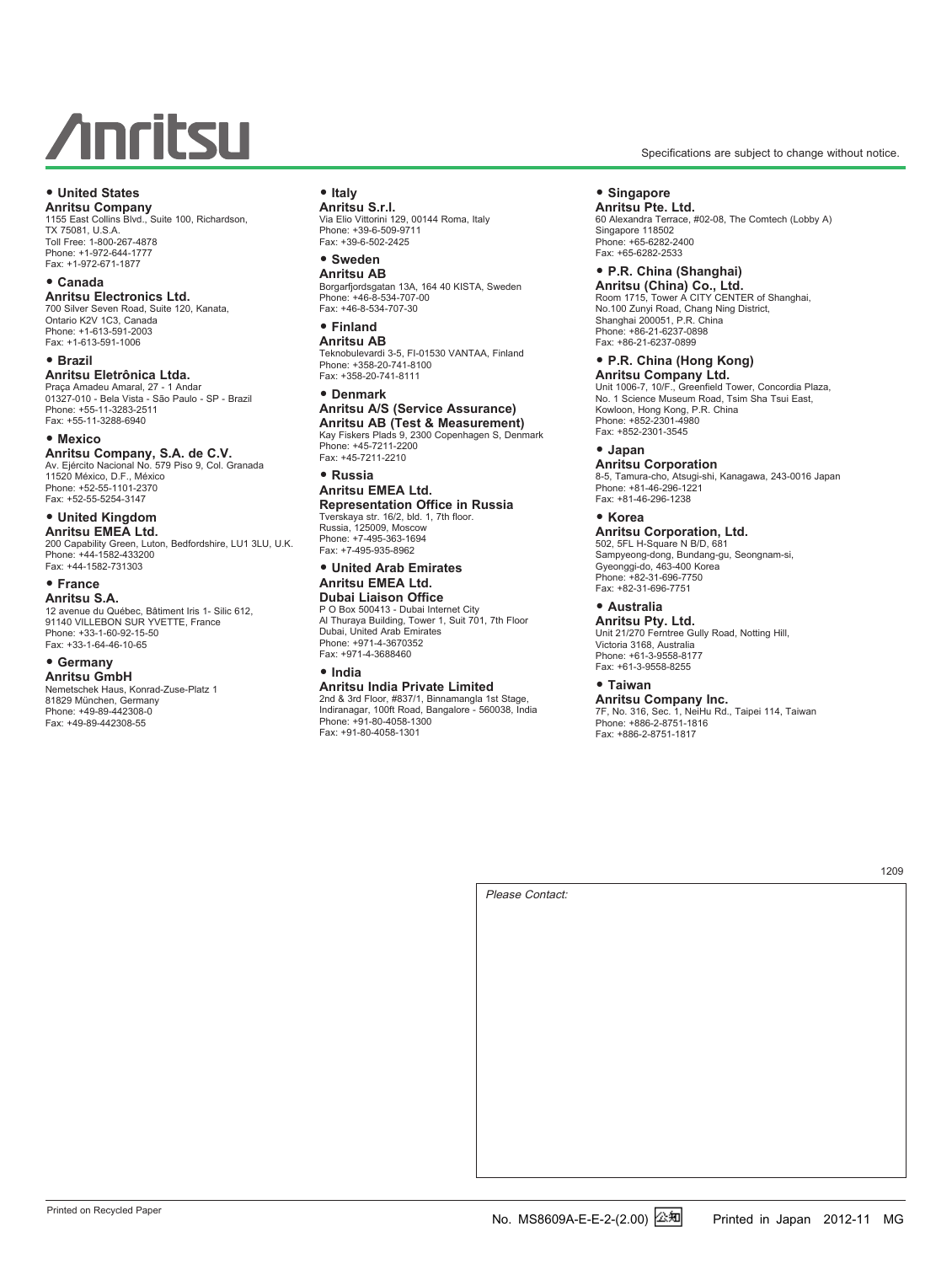# Anritsu

Specifications are subject to change without notice.

**• United States**
**Anritsu Company**
1155 East Collins Blvd., Suite 100, Richardson, TX 75081, U.S.A.
Toll Free: 1-800-267-4878
Phone: +1-972-644-1777
Fax: +1-972-671-1877

**• Canada**
**Anritsu Electronics Ltd.**
700 Silver Seven Road, Suite 120, Kanata, Ontario K2V 1C3, Canada
Phone: +1-613-591-2003
Fax: +1-613-591-1006

**• Brazil**
**Anritsu Eletrônica Ltda.**
Praça Amadeu Amaral, 27 - 1 Andar
01327-010 - Bela Vista - São Paulo - SP - Brazil
Phone: +55-11-3283-2511
Fax: +55-11-3288-6940

**• Mexico**
**Anritsu Company, S.A. de C.V.**
Av. Ejército Nacional No. 579 Piso 9, Col. Granada
11520 México, D.F., México
Phone: +52-55-1101-2370
Fax: +52-55-5254-3147

**• United Kingdom**
**Anritsu EMEA Ltd.**
200 Capability Green, Luton, Bedfordshire, LU1 3LU, U.K.
Phone: +44-1582-433200
Fax: +44-1582-731303

**• France**
**Anritsu S.A.**
12 avenue du Québec, Bâtiment Iris 1- Silic 612, 91140 VILLEBON SUR YVETTE, France
Phone: +33-1-60-92-15-50
Fax: +33-1-64-46-10-65

**• Germany**
**Anritsu GmbH**
Nemetschek Haus, Konrad-Zuse-Platz 1
81829 München, Germany
Phone: +49-89-442308-0
Fax: +49-89-442308-55

**• Italy**
**Anritsu S.r.l.**
Via Elio Vittorini 129, 00144 Roma, Italy
Phone: +39-6-509-9711
Fax: +39-6-502-2425

**• Sweden**
**Anritsu AB**
Borgarfjordsgatan 13A, 164 40 KISTA, Sweden
Phone: +46-8-534-707-00
Fax: +46-8-534-707-30

**• Finland**
**Anritsu AB**
Teknobulevardi 3-5, FI-01530 VANTAA, Finland
Phone: +358-20-741-8100
Fax: +358-20-741-8111

**• Denmark**
**Anritsu A/S (Service Assurance)**
**Anritsu AB (Test & Measurement)**
Kay Fiskers Plads 9, 2300 Copenhagen S, Denmark
Phone: +45-7211-2200
Fax: +45-7211-2210

**• Russia**
**Anritsu EMEA Ltd.**
**Representation Office in Russia**
Tverskaya str. 16/2, bld. 1, 7th floor.
Russia, 125009, Moscow
Phone: +7-495-363-1694
Fax: +7-495-935-8962

**• United Arab Emirates**
**Anritsu EMEA Ltd.**
**Dubai Liaison Office**
P O Box 500413 - Dubai Internet City
Al Thuraya Building, Tower 1, Suit 701, 7th Floor
Dubai, United Arab Emirates
Phone: +971-4-3670352
Fax: +971-4-3688460

**• India**
**Anritsu India Private Limited**
2nd & 3rd Floor, #837/1, Binnamangla 1st Stage, Indiranagar, 100ft Road, Bangalore - 560038, India
Phone: +91-80-4058-1300
Fax: +91-80-4058-1301

**• Singapore**
**Anritsu Pte. Ltd.**
60 Alexandra Terrace, #02-08, The Comtech (Lobby A)
Singapore 118502
Phone: +65-6282-2400
Fax: +65-6282-2533

**• P.R. China (Shanghai)**
**Anritsu (China) Co., Ltd.**
Room 1715, Tower A CITY CENTER of Shanghai, No.100 Zunyi Road, Chang Ning District, Shanghai 200051, P.R. China
Phone: +86-21-6237-0898
Fax: +86-21-6237-0899

**• P.R. China (Hong Kong)**
**Anritsu Company Ltd.**
Unit 1006-7, 10/F., Greenfield Tower, Concordia Plaza, No. 1 Science Museum Road, Tsim Sha Tsui East, Kowloon, Hong Kong, P.R. China
Phone: +852-2301-4980
Fax: +852-2301-3545

**• Japan**
**Anritsu Corporation**
8-5, Tamura-cho, Atsugi-shi, Kanagawa, 243-0016 Japan
Phone: +81-46-296-1221
Fax: +81-46-296-1238

**• Korea**
**Anritsu Corporation, Ltd.**
502, 5FL H-Square N B/D, 681
Sampyeong-dong, Bundang-gu, Seongnam-si, Gyeonggi-do, 463-400 Korea
Phone: +82-31-696-7750
Fax: +82-31-696-7751

**• Australia**
**Anritsu Pty. Ltd.**
Unit 21/270 Ferntree Gully Road, Notting Hill, Victoria 3168, Australia
Phone: +61-3-9558-8177
Fax: +61-3-9558-8255

**• Taiwan**
**Anritsu Company Inc.**
7F, No. 316, Sec. 1, NeiHu Rd., Taipei 114, Taiwan
Phone: +886-2-8751-1816
Fax: +886-2-8751-1817

1209

*Please Contact:*

Printed on Recycled Paper

No. MS8609A-E-E-2-(2.00) 公知 Printed in Japan 2012-11 MG